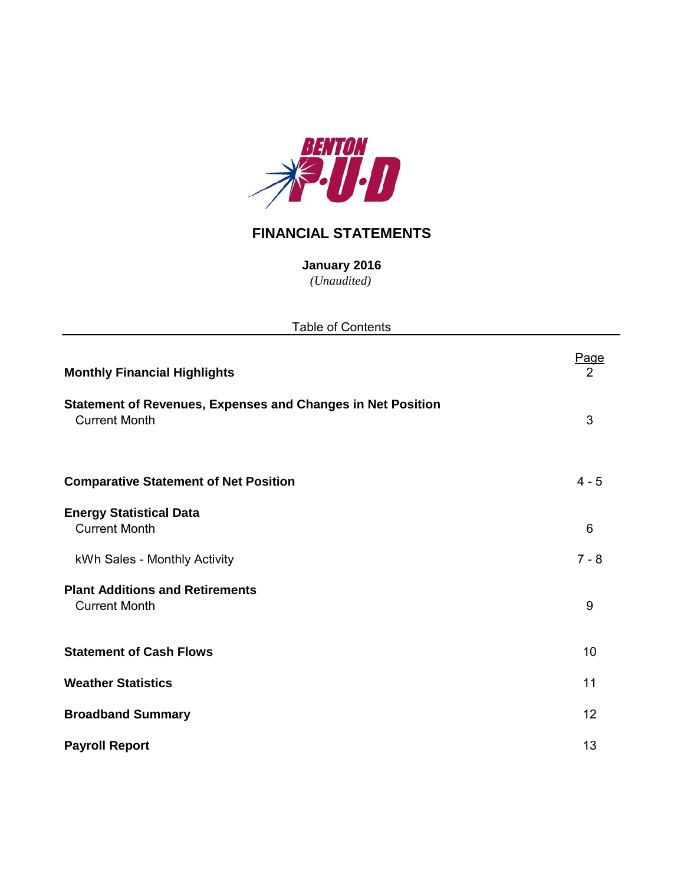BENTON P·U·D

# FINANCIAL STATEMENTS

**January 2016**

*(Unaudited)*

Table of Contents

| | Page |
|---|---|
| **Monthly Financial Highlights** | 2 |
| **Statement of Revenues, Expenses and Changes in Net Position** | |
| Current Month | 3 |
| **Comparative Statement of Net Position** | 4 - 5 |
| **Energy Statistical Data** | |
| Current Month | 6 |
| kWh Sales - Monthly Activity | 7 - 8 |
| **Plant Additions and Retirements** | |
| Current Month | 9 |
| **Statement of Cash Flows** | 10 |
| **Weather Statistics** | 11 |
| **Broadband Summary** | 12 |
| **Payroll Report** | 13 |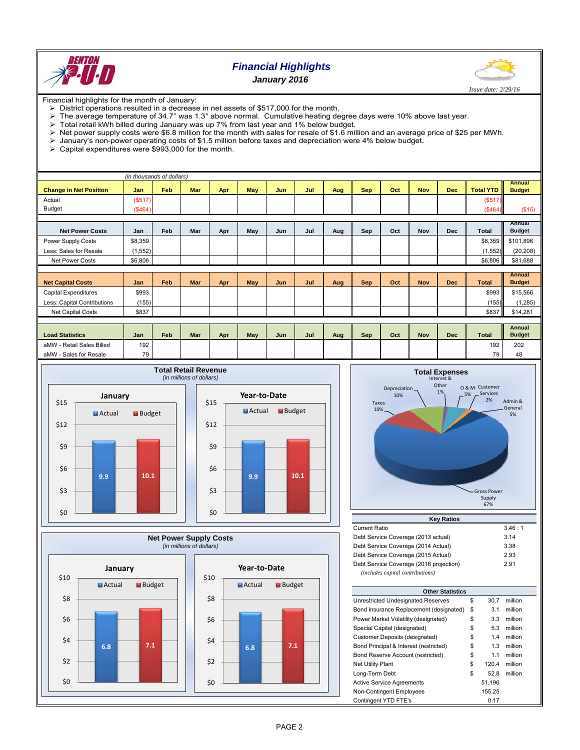# Financial Highlights

### January 2016

*Issue date: 2/29/16*

Financial highlights for the month of January:

- District operations resulted in a decrease in net assets of $517,000 for the month.
- The average temperature of 34.7° was 1.3° above normal. Cumulative heating degree days were 10% above last year.
- Total retail kWh billed during January was up 7% from last year and 1% below budget.
- Net power supply costs were $6.8 million for the month with sales for resale of $1.6 million and an average price of $25 per MWh.
- January's non-power operating costs of $1.5 million before taxes and depreciation were 4% below budget.
- Capital expenditures were $993,000 for the month.

*(in thousands of dollars)*

| Change in Net Position | Jan | Feb | Mar | Apr | May | Jun | Jul | Aug | Sep | Oct | Nov | Dec | Total YTD | Annual Budget |
|---|---|---|---|---|---|---|---|---|---|---|---|---|---|---|
| Actual | ($517) | | | | | | | | | | | | ($517) | |
| Budget | ($464) | | | | | | | | | | | | ($464) | ($15) |

| Net Power Costs | Jan | Feb | Mar | Apr | May | Jun | Jul | Aug | Sep | Oct | Nov | Dec | Total | Annual Budget |
|---|---|---|---|---|---|---|---|---|---|---|---|---|---|---|
| Power Supply Costs | $8,359 | | | | | | | | | | | | $8,359 | $101,896 |
| Less: Sales for Resale | (1,552) | | | | | | | | | | | | (1,552) | (20,208) |
| Net Power Costs | $6,806 | | | | | | | | | | | | $6,806 | $81,688 |

| Net Capital Costs | Jan | Feb | Mar | Apr | May | Jun | Jul | Aug | Sep | Oct | Nov | Dec | Total | Annual Budget |
|---|---|---|---|---|---|---|---|---|---|---|---|---|---|---|
| Capital Expenditures | $993 | | | | | | | | | | | | $993 | $15,566 |
| Less: Capital Contributions | (155) | | | | | | | | | | | | (155) | (1,285) |
| Net Capital Costs | $837 | | | | | | | | | | | | $837 | $14,281 |

| Load Statistics | Jan | Feb | Mar | Apr | May | Jun | Jul | Aug | Sep | Oct | Nov | Dec | Total | Annual Budget |
|---|---|---|---|---|---|---|---|---|---|---|---|---|---|---|
| aMW - Retail Sales Billed | 192 | | | | | | | | | | | | 192 | 202 |
| aMW - Sales for Resale | 79 | | | | | | | | | | | | 79 | 48 |

**Total Retail Revenue** *(in millions of dollars)*

| | Actual | Budget |
|---|---|---|
| January | 9.9 | 10.1 |
| Year-to-Date | 9.9 | 10.1 |

**Total Expenses**

| Category | % |
|---|---|
| Gross Power Supply | 67% |
| Taxes | 10% |
| Depreciation | 10% |
| Interest & Other | 1% |
| O & M | 5% |
| Customer Services | 2% |
| Admin & General | 5% |

**Net Power Supply Costs** *(in millions of dollars)*

| | Actual | Budget |
|---|---|---|
| January | 6.8 | 7.1 |
| Year-to-Date | 6.8 | 7.1 |

| Key Ratios | |
|---|---|
| Current Ratio | 3.46 : 1 |
| Debt Service Coverage (2013 actual) | 3.14 |
| Debt Service Coverage (2014 Actual) | 3.38 |
| Debt Service Coverage (2015 Actual) | 2.93 |
| Debt Service Coverage (2016 projection) | 2.91 |
| *(includes capital contributions)* | |

| Other Statistics | | | |
|---|---|---|---|
| Unrestricted Undesignated Reserves | $ | 30.7 | million |
| Bond Insurance Replacement (designated) | $ | 3.1 | million |
| Power Market Volatility (designated) | $ | 3.3 | million |
| Special Capital (designated) | $ | 5.3 | million |
| Customer Deposits (designated) | $ | 1.4 | million |
| Bond Principal & Interest (restricted) | $ | 1.3 | million |
| Bond Reserve Account (restricted) | $ | 1.1 | million |
| Net Utility Plant | $ | 120.4 | million |
| Long-Term Debt | $ | 52.8 | million |
| Active Service Agreements | | 51,196 | |
| Non-Contingent Employees | | 155.25 | |
| Contingent YTD FTE's | | 0.17 | |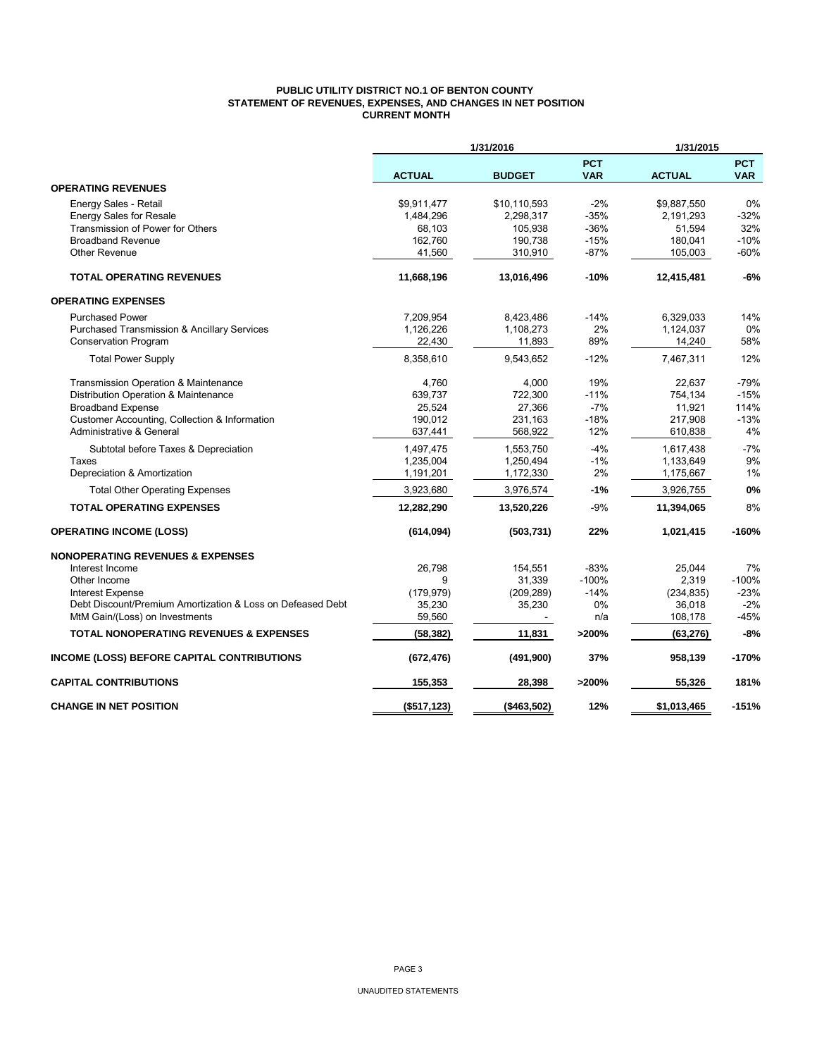# PUBLIC UTILITY DISTRICT NO.1 OF BENTON COUNTY
## STATEMENT OF REVENUES, EXPENSES, AND CHANGES IN NET POSITION
### CURRENT MONTH

| | 1/31/2016 | | | 1/31/2015 | |
|---|---|---|---|---|---|
| | **ACTUAL** | **BUDGET** | **PCT VAR** | **ACTUAL** | **PCT VAR** |
| **OPERATING REVENUES** | | | | | |
| Energy Sales - Retail | $9,911,477 | $10,110,593 | -2% | $9,887,550 | 0% |
| Energy Sales for Resale | 1,484,296 | 2,298,317 | -35% | 2,191,293 | -32% |
| Transmission of Power for Others | 68,103 | 105,938 | -36% | 51,594 | 32% |
| Broadband Revenue | 162,760 | 190,738 | -15% | 180,041 | -10% |
| Other Revenue | 41,560 | 310,910 | -87% | 105,003 | -60% |
| **TOTAL OPERATING REVENUES** | **11,668,196** | **13,016,496** | **-10%** | **12,415,481** | **-6%** |
| **OPERATING EXPENSES** | | | | | |
| Purchased Power | 7,209,954 | 8,423,486 | -14% | 6,329,033 | 14% |
| Purchased Transmission & Ancillary Services | 1,126,226 | 1,108,273 | 2% | 1,124,037 | 0% |
| Conservation Program | 22,430 | 11,893 | 89% | 14,240 | 58% |
| Total Power Supply | 8,358,610 | 9,543,652 | -12% | 7,467,311 | 12% |
| Transmission Operation & Maintenance | 4,760 | 4,000 | 19% | 22,637 | -79% |
| Distribution Operation & Maintenance | 639,737 | 722,300 | -11% | 754,134 | -15% |
| Broadband Expense | 25,524 | 27,366 | -7% | 11,921 | 114% |
| Customer Accounting, Collection & Information | 190,012 | 231,163 | -18% | 217,908 | -13% |
| Administrative & General | 637,441 | 568,922 | 12% | 610,838 | 4% |
| Subtotal before Taxes & Depreciation | 1,497,475 | 1,553,750 | -4% | 1,617,438 | -7% |
| Taxes | 1,235,004 | 1,250,494 | -1% | 1,133,649 | 9% |
| Depreciation & Amortization | 1,191,201 | 1,172,330 | 2% | 1,175,667 | 1% |
| Total Other Operating Expenses | 3,923,680 | 3,976,574 | **-1%** | 3,926,755 | **0%** |
| **TOTAL OPERATING EXPENSES** | **12,282,290** | **13,520,226** | -9% | **11,394,065** | 8% |
| **OPERATING INCOME (LOSS)** | **(614,094)** | **(503,731)** | **22%** | **1,021,415** | **-160%** |
| **NONOPERATING REVENUES & EXPENSES** | | | | | |
| Interest Income | 26,798 | 154,551 | -83% | 25,044 | 7% |
| Other Income | 9 | 31,339 | -100% | 2,319 | -100% |
| Interest Expense | (179,979) | (209,289) | -14% | (234,835) | -23% |
| Debt Discount/Premium Amortization & Loss on Defeased Debt | 35,230 | 35,230 | 0% | 36,018 | -2% |
| MtM Gain/(Loss) on Investments | 59,560 | - | n/a | 108,178 | -45% |
| **TOTAL NONOPERATING REVENUES & EXPENSES** | **(58,382)** | **11,831** | **>200%** | **(63,276)** | **-8%** |
| **INCOME (LOSS) BEFORE CAPITAL CONTRIBUTIONS** | **(672,476)** | **(491,900)** | **37%** | **958,139** | **-170%** |
| **CAPITAL CONTRIBUTIONS** | **155,353** | **28,398** | **>200%** | **55,326** | **181%** |
| **CHANGE IN NET POSITION** | **($517,123)** | **($463,502)** | **12%** | **$1,013,465** | **-151%** |

UNAUDITED STATEMENTS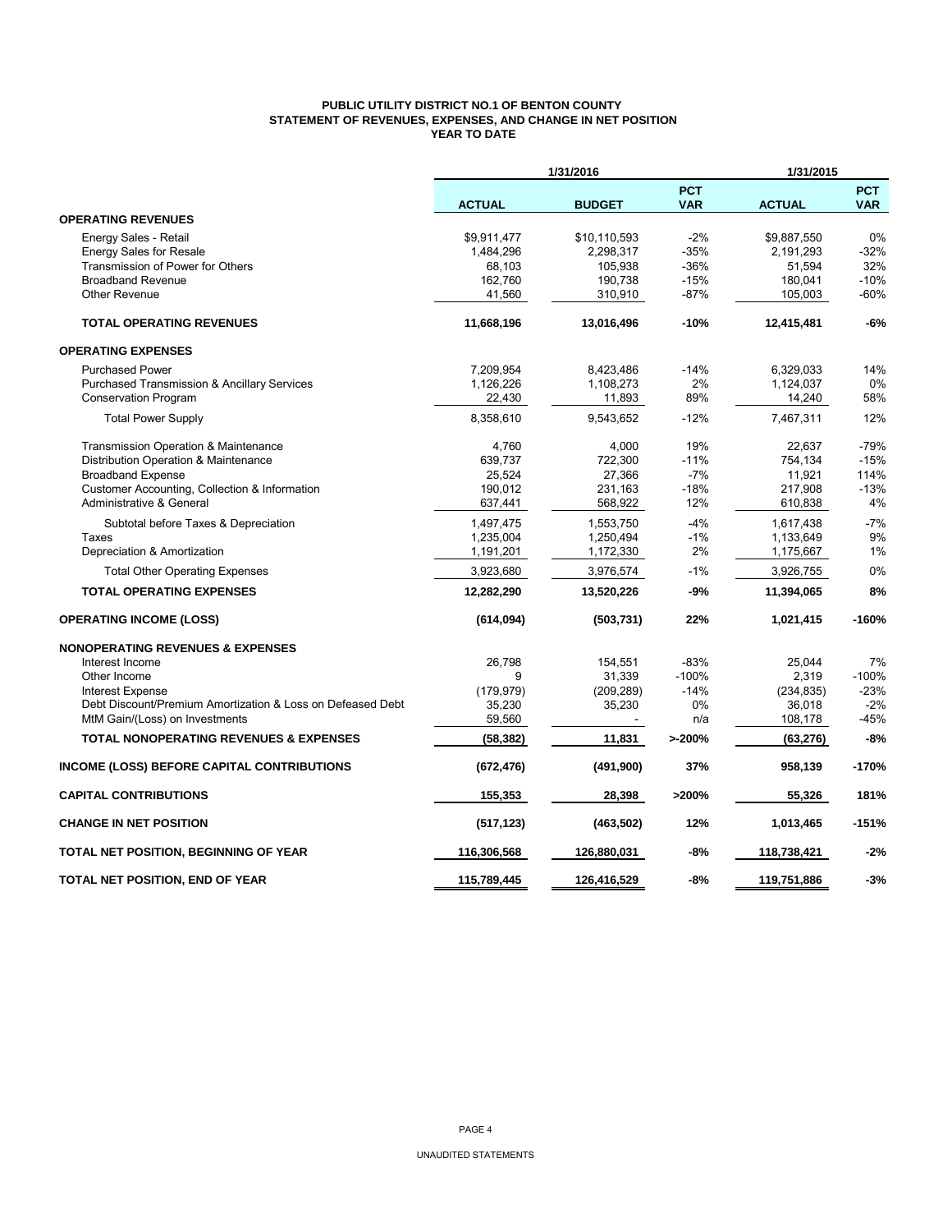# PUBLIC UTILITY DISTRICT NO.1 OF BENTON COUNTY
## STATEMENT OF REVENUES, EXPENSES, AND CHANGE IN NET POSITION
### YEAR TO DATE

| | 1/31/2016 | | | 1/31/2015 | |
|---|---|---|---|---|---|
| | ACTUAL | BUDGET | PCT VAR | ACTUAL | PCT VAR |
| **OPERATING REVENUES** | | | | | |
| Energy Sales - Retail | $9,911,477 | $10,110,593 | -2% | $9,887,550 | 0% |
| Energy Sales for Resale | 1,484,296 | 2,298,317 | -35% | 2,191,293 | -32% |
| Transmission of Power for Others | 68,103 | 105,938 | -36% | 51,594 | 32% |
| Broadband Revenue | 162,760 | 190,738 | -15% | 180,041 | -10% |
| Other Revenue | 41,560 | 310,910 | -87% | 105,003 | -60% |
| **TOTAL OPERATING REVENUES** | **11,668,196** | **13,016,496** | **-10%** | **12,415,481** | **-6%** |
| **OPERATING EXPENSES** | | | | | |
| Purchased Power | 7,209,954 | 8,423,486 | -14% | 6,329,033 | 14% |
| Purchased Transmission & Ancillary Services | 1,126,226 | 1,108,273 | 2% | 1,124,037 | 0% |
| Conservation Program | 22,430 | 11,893 | 89% | 14,240 | 58% |
| Total Power Supply | 8,358,610 | 9,543,652 | -12% | 7,467,311 | 12% |
| Transmission Operation & Maintenance | 4,760 | 4,000 | 19% | 22,637 | -79% |
| Distribution Operation & Maintenance | 639,737 | 722,300 | -11% | 754,134 | -15% |
| Broadband Expense | 25,524 | 27,366 | -7% | 11,921 | 114% |
| Customer Accounting, Collection & Information | 190,012 | 231,163 | -18% | 217,908 | -13% |
| Administrative & General | 637,441 | 568,922 | 12% | 610,838 | 4% |
| Subtotal before Taxes & Depreciation | 1,497,475 | 1,553,750 | -4% | 1,617,438 | -7% |
| Taxes | 1,235,004 | 1,250,494 | -1% | 1,133,649 | 9% |
| Depreciation & Amortization | 1,191,201 | 1,172,330 | 2% | 1,175,667 | 1% |
| Total Other Operating Expenses | 3,923,680 | 3,976,574 | -1% | 3,926,755 | 0% |
| **TOTAL OPERATING EXPENSES** | **12,282,290** | **13,520,226** | **-9%** | **11,394,065** | **8%** |
| **OPERATING INCOME (LOSS)** | **(614,094)** | **(503,731)** | **22%** | **1,021,415** | **-160%** |
| **NONOPERATING REVENUES & EXPENSES** | | | | | |
| Interest Income | 26,798 | 154,551 | -83% | 25,044 | 7% |
| Other Income | 9 | 31,339 | -100% | 2,319 | -100% |
| Interest Expense | (179,979) | (209,289) | -14% | (234,835) | -23% |
| Debt Discount/Premium Amortization & Loss on Defeased Debt | 35,230 | 35,230 | 0% | 36,018 | -2% |
| MtM Gain/(Loss) on Investments | 59,560 | - | n/a | 108,178 | -45% |
| **TOTAL NONOPERATING REVENUES & EXPENSES** | **(58,382)** | **11,831** | **>-200%** | **(63,276)** | **-8%** |
| **INCOME (LOSS) BEFORE CAPITAL CONTRIBUTIONS** | **(672,476)** | **(491,900)** | **37%** | **958,139** | **-170%** |
| **CAPITAL CONTRIBUTIONS** | **155,353** | **28,398** | **>200%** | **55,326** | **181%** |
| **CHANGE IN NET POSITION** | **(517,123)** | **(463,502)** | **12%** | **1,013,465** | **-151%** |
| **TOTAL NET POSITION, BEGINNING OF YEAR** | **116,306,568** | **126,880,031** | **-8%** | **118,738,421** | **-2%** |
| **TOTAL NET POSITION, END OF YEAR** | **115,789,445** | **126,416,529** | **-8%** | **119,751,886** | **-3%** |

UNAUDITED STATEMENTS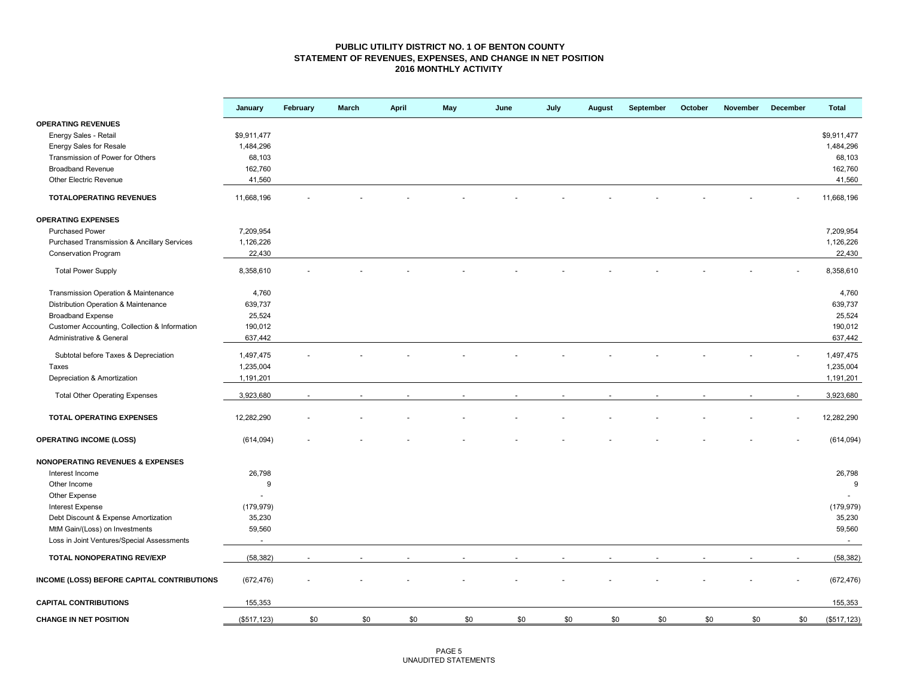# PUBLIC UTILITY DISTRICT NO. 1 OF BENTON COUNTY
## STATEMENT OF REVENUES, EXPENSES, AND CHANGE IN NET POSITION
### 2016 MONTHLY ACTIVITY

| | January | February | March | April | May | June | July | August | September | October | November | December | Total |
|---|---|---|---|---|---|---|---|---|---|---|---|---|---|
| **OPERATING REVENUES** | | | | | | | | | | | | | |
| Energy Sales - Retail | $9,911,477 | | | | | | | | | | | | $9,911,477 |
| Energy Sales for Resale | 1,484,296 | | | | | | | | | | | | 1,484,296 |
| Transmission of Power for Others | 68,103 | | | | | | | | | | | | 68,103 |
| Broadband Revenue | 162,760 | | | | | | | | | | | | 162,760 |
| Other Electric Revenue | 41,560 | | | | | | | | | | | | 41,560 |
| **TOTALOPERATING REVENUES** | 11,668,196 | - | - | - | - | - | - | - | - | - | - | - | 11,668,196 |
| **OPERATING EXPENSES** | | | | | | | | | | | | | |
| Purchased Power | 7,209,954 | | | | | | | | | | | | 7,209,954 |
| Purchased Transmission & Ancillary Services | 1,126,226 | | | | | | | | | | | | 1,126,226 |
| Conservation Program | 22,430 | | | | | | | | | | | | 22,430 |
| Total Power Supply | 8,358,610 | - | - | - | - | - | - | - | - | - | - | - | 8,358,610 |
| Transmission Operation & Maintenance | 4,760 | | | | | | | | | | | | 4,760 |
| Distribution Operation & Maintenance | 639,737 | | | | | | | | | | | | 639,737 |
| Broadband Expense | 25,524 | | | | | | | | | | | | 25,524 |
| Customer Accounting, Collection & Information | 190,012 | | | | | | | | | | | | 190,012 |
| Administrative & General | 637,442 | | | | | | | | | | | | 637,442 |
| Subtotal before Taxes & Depreciation | 1,497,475 | - | - | - | - | - | - | - | - | - | - | - | 1,497,475 |
| Taxes | 1,235,004 | | | | | | | | | | | | 1,235,004 |
| Depreciation & Amortization | 1,191,201 | | | | | | | | | | | | 1,191,201 |
| Total Other Operating Expenses | 3,923,680 | - | - | - | - | - | - | - | - | - | - | - | 3,923,680 |
| **TOTAL OPERATING EXPENSES** | 12,282,290 | - | - | - | - | - | - | - | - | - | - | - | 12,282,290 |
| **OPERATING INCOME (LOSS)** | (614,094) | - | - | - | - | - | - | - | - | - | - | - | (614,094) |
| **NONOPERATING REVENUES & EXPENSES** | | | | | | | | | | | | | |
| Interest Income | 26,798 | | | | | | | | | | | | 26,798 |
| Other Income | 9 | | | | | | | | | | | | 9 |
| Other Expense | - | | | | | | | | | | | | - |
| Interest Expense | (179,979) | | | | | | | | | | | | (179,979) |
| Debt Discount & Expense Amortization | 35,230 | | | | | | | | | | | | 35,230 |
| MtM Gain/(Loss) on Investments | 59,560 | | | | | | | | | | | | 59,560 |
| Loss in Joint Ventures/Special Assessments | - | | | | | | | | | | | | - |
| **TOTAL NONOPERATING REV/EXP** | (58,382) | - | - | - | - | - | - | - | - | - | - | - | (58,382) |
| **INCOME (LOSS) BEFORE CAPITAL CONTRIBUTIONS** | (672,476) | - | - | - | - | - | - | - | - | - | - | - | (672,476) |
| **CAPITAL CONTRIBUTIONS** | 155,353 | | | | | | | | | | | | 155,353 |
| **CHANGE IN NET POSITION** | ($517,123) | $0 | $0 | $0 | $0 | $0 | $0 | $0 | $0 | $0 | $0 | $0 | ($517,123) |

UNAUDITED STATEMENTS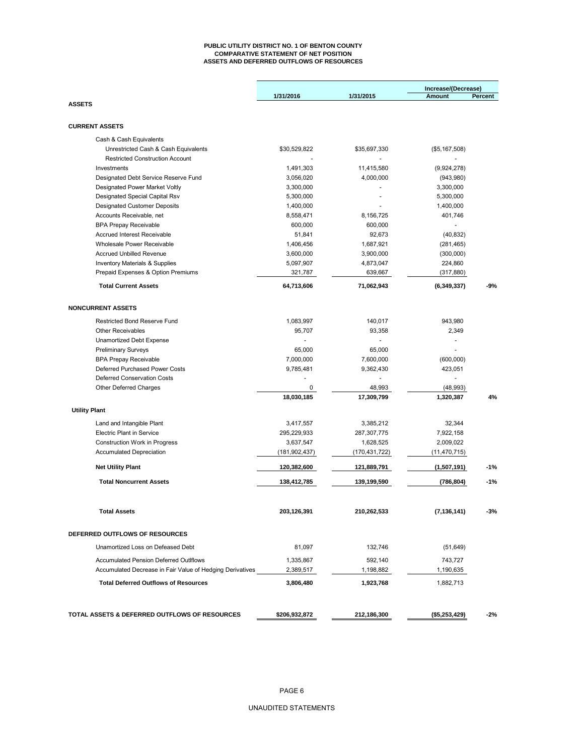# PUBLIC UTILITY DISTRICT NO. 1 OF BENTON COUNTY
## COMPARATIVE STATEMENT OF NET POSITION
## ASSETS AND DEFERRED OUTFLOWS OF RESOURCES

| | 1/31/2016 | 1/31/2015 | Increase/(Decrease) Amount | Percent |
|---|---|---|---|---|
| **ASSETS** | | | | |
| **CURRENT ASSETS** | | | | |
| Cash & Cash Equivalents | | | | |
| Unrestricted Cash & Cash Equivalents | $30,529,822 | $35,697,330 | ($5,167,508) | |
| Restricted Construction Account | - | - | - | |
| Investments | 1,491,303 | 11,415,580 | (9,924,278) | |
| Designated Debt Service Reserve Fund | 3,056,020 | 4,000,000 | (943,980) | |
| Designated Power Market Voltly | 3,300,000 | - | 3,300,000 | |
| Designated Special Capital Rsv | 5,300,000 | - | 5,300,000 | |
| Designated Customer Deposits | 1,400,000 | - | 1,400,000 | |
| Accounts Receivable, net | 8,558,471 | 8,156,725 | 401,746 | |
| BPA Prepay Receivable | 600,000 | 600,000 | - | |
| Accrued Interest Receivable | 51,841 | 92,673 | (40,832) | |
| Wholesale Power Receivable | 1,406,456 | 1,687,921 | (281,465) | |
| Accrued Unbilled Revenue | 3,600,000 | 3,900,000 | (300,000) | |
| Inventory Materials & Supplies | 5,097,907 | 4,873,047 | 224,860 | |
| Prepaid Expenses & Option Premiums | 321,787 | 639,667 | (317,880) | |
| **Total Current Assets** | **64,713,606** | **71,062,943** | **(6,349,337)** | **-9%** |
| **NONCURRENT ASSETS** | | | | |
| Restricted Bond Reserve Fund | 1,083,997 | 140,017 | 943,980 | |
| Other Receivables | 95,707 | 93,358 | 2,349 | |
| Unamortized Debt Expense | - | - | - | |
| Preliminary Surveys | 65,000 | 65,000 | - | |
| BPA Prepay Receivable | 7,000,000 | 7,600,000 | (600,000) | |
| Deferred Purchased Power Costs | 9,785,481 | 9,362,430 | 423,051 | |
| Deferred Conservation Costs | - | - | - | |
| Other Deferred Charges | 0 | 48,993 | (48,993) | |
| | **18,030,185** | **17,309,799** | **1,320,387** | **4%** |
| **Utility Plant** | | | | |
| Land and Intangible Plant | 3,417,557 | 3,385,212 | 32,344 | |
| Electric Plant in Service | 295,229,933 | 287,307,775 | 7,922,158 | |
| Construction Work in Progress | 3,637,547 | 1,628,525 | 2,009,022 | |
| Accumulated Depreciation | (181,902,437) | (170,431,722) | (11,470,715) | |
| **Net Utility Plant** | **120,382,600** | **121,889,791** | **(1,507,191)** | **-1%** |
| **Total Noncurrent Assets** | **138,412,785** | **139,199,590** | **(786,804)** | **-1%** |
| **Total Assets** | **203,126,391** | **210,262,533** | **(7,136,141)** | **-3%** |
| **DEFERRED OUTFLOWS OF RESOURCES** | | | | |
| Unamortized Loss on Defeased Debt | 81,097 | 132,746 | (51,649) | |
| Accumulated Pension Deferred Outlflows | 1,335,867 | 592,140 | 743,727 | |
| Accumulated Decrease in Fair Value of Hedging Derivatives | 2,389,517 | 1,198,882 | 1,190,635 | |
| **Total Deferred Outflows of Resources** | **3,806,480** | **1,923,768** | 1,882,713 | |
| **TOTAL ASSETS & DEFERRED OUTFLOWS OF RESOURCES** | **$206,932,872** | **212,186,300** | **($5,253,429)** | **-2%** |

UNAUDITED STATEMENTS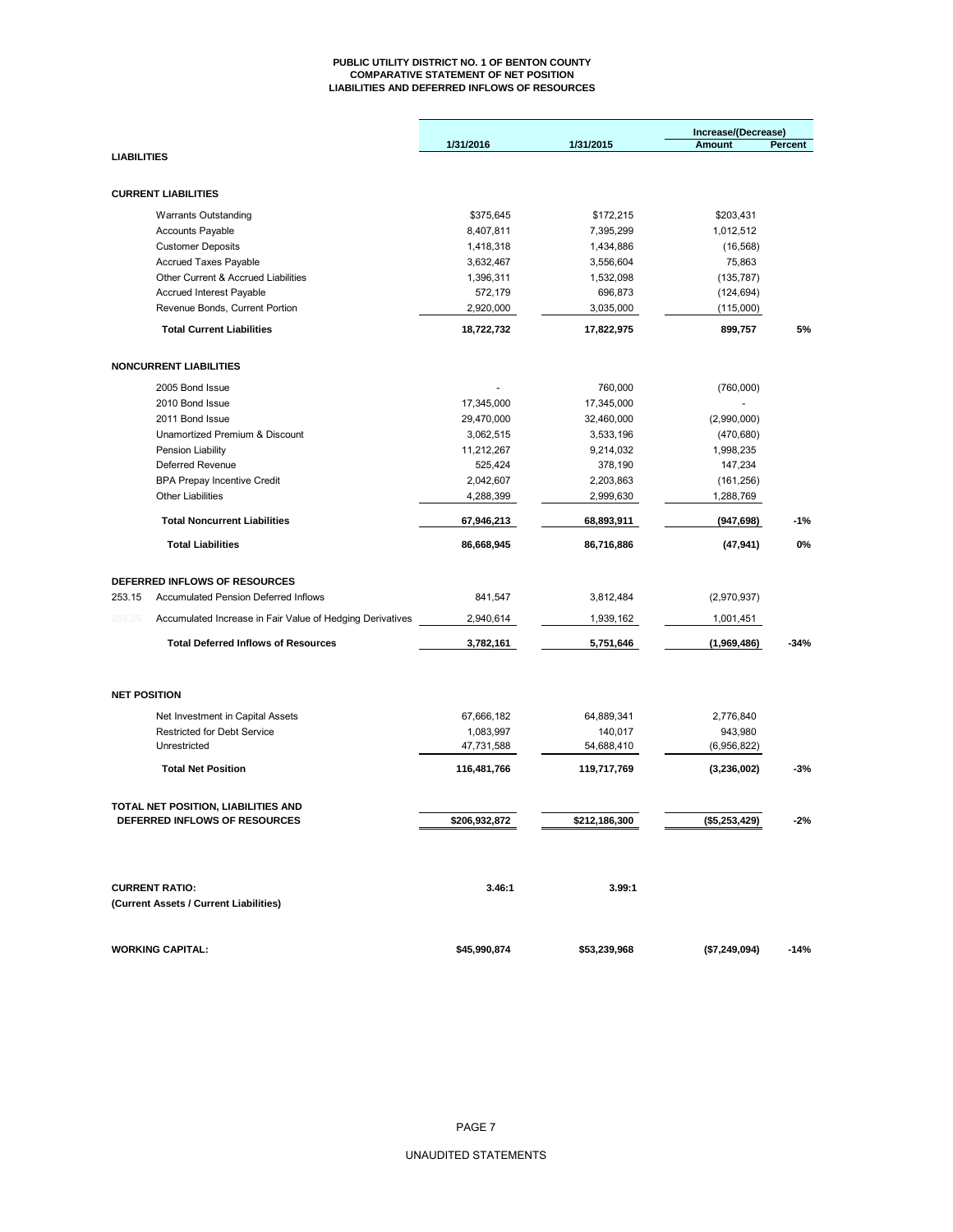**PUBLIC UTILITY DISTRICT NO. 1 OF BENTON COUNTY**
**COMPARATIVE STATEMENT OF NET POSITION**
**LIABILITIES AND DEFERRED INFLOWS OF RESOURCES**

| | 1/31/2016 | 1/31/2015 | Increase/(Decrease) Amount | Percent |
|---|---|---|---|---|
| **LIABILITIES** | | | | |
| **CURRENT LIABILITIES** | | | | |
| Warrants Outstanding | $375,645 | $172,215 | $203,431 | |
| Accounts Payable | 8,407,811 | 7,395,299 | 1,012,512 | |
| Customer Deposits | 1,418,318 | 1,434,886 | (16,568) | |
| Accrued Taxes Payable | 3,632,467 | 3,556,604 | 75,863 | |
| Other Current & Accrued Liabilities | 1,396,311 | 1,532,098 | (135,787) | |
| Accrued Interest Payable | 572,179 | 696,873 | (124,694) | |
| Revenue Bonds, Current Portion | 2,920,000 | 3,035,000 | (115,000) | |
| **Total Current Liabilities** | **18,722,732** | **17,822,975** | **899,757** | **5%** |
| **NONCURRENT LIABILITIES** | | | | |
| 2005 Bond Issue | - | 760,000 | (760,000) | |
| 2010 Bond Issue | 17,345,000 | 17,345,000 | - | |
| 2011 Bond Issue | 29,470,000 | 32,460,000 | (2,990,000) | |
| Unamortized Premium & Discount | 3,062,515 | 3,533,196 | (470,680) | |
| Pension Liability | 11,212,267 | 9,214,032 | 1,998,235 | |
| Deferred Revenue | 525,424 | 378,190 | 147,234 | |
| BPA Prepay Incentive Credit | 2,042,607 | 2,203,863 | (161,256) | |
| Other Liabilities | 4,288,399 | 2,999,630 | 1,288,769 | |
| **Total Noncurrent Liabilities** | **67,946,213** | **68,893,911** | **(947,698)** | **-1%** |
| **Total Liabilities** | **86,668,945** | **86,716,886** | **(47,941)** | **0%** |
| **DEFERRED INFLOWS OF RESOURCES** | | | | |
| 253.15 Accumulated Pension Deferred Inflows | 841,547 | 3,812,484 | (2,970,937) | |
| 253.25 Accumulated Increase in Fair Value of Hedging Derivatives | 2,940,614 | 1,939,162 | 1,001,451 | |
| **Total Deferred Inflows of Resources** | **3,782,161** | **5,751,646** | **(1,969,486)** | **-34%** |
| **NET POSITION** | | | | |
| Net Investment in Capital Assets | 67,666,182 | 64,889,341 | 2,776,840 | |
| Restricted for Debt Service | 1,083,997 | 140,017 | 943,980 | |
| Unrestricted | 47,731,588 | 54,688,410 | (6,956,822) | |
| **Total Net Position** | **116,481,766** | **119,717,769** | **(3,236,002)** | **-3%** |
| **TOTAL NET POSITION, LIABILITIES AND DEFERRED INFLOWS OF RESOURCES** | **$206,932,872** | **$212,186,300** | **($5,253,429)** | **-2%** |
| **CURRENT RATIO:** (Current Assets / Current Liabilities) | **3.46:1** | **3.99:1** | | |
| **WORKING CAPITAL:** | **$45,990,874** | **$53,239,968** | **($7,249,094)** | **-14%** |

UNAUDITED STATEMENTS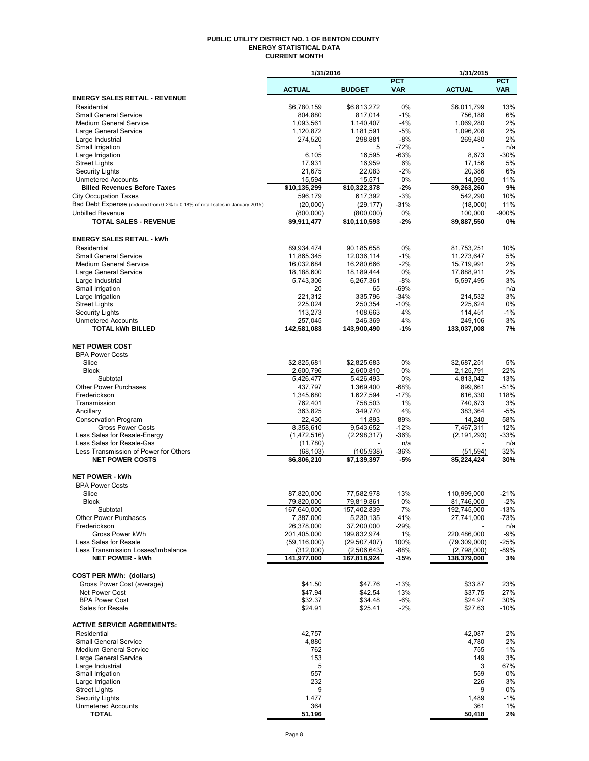# PUBLIC UTILITY DISTRICT NO. 1 OF BENTON COUNTY
## ENERGY STATISTICAL DATA
### CURRENT MONTH

| | 1/31/2016 | | | 1/31/2015 | |
|---|---|---|---|---|---|
| | ACTUAL | BUDGET | PCT VAR | ACTUAL | PCT VAR |
| **ENERGY SALES RETAIL - REVENUE** | | | | | |
| Residential | $6,780,159 | $6,813,272 | 0% | $6,011,799 | 13% |
| Small General Service | 804,880 | 817,014 | -1% | 756,188 | 6% |
| Medium General Service | 1,093,561 | 1,140,407 | -4% | 1,069,280 | 2% |
| Large General Service | 1,120,872 | 1,181,591 | -5% | 1,096,208 | 2% |
| Large Industrial | 274,520 | 298,881 | -8% | 269,480 | 2% |
| Small Irrigation | 1 | 5 | -72% | - | n/a |
| Large Irrigation | 6,105 | 16,595 | -63% | 8,673 | -30% |
| Street Lights | 17,931 | 16,959 | 6% | 17,156 | 5% |
| Security Lights | 21,675 | 22,083 | -2% | 20,386 | 6% |
| Unmetered Accounts | 15,594 | 15,571 | 0% | 14,090 | 11% |
| **Billed Revenues Before Taxes** | **$10,135,299** | **$10,322,378** | **-2%** | **$9,263,260** | **9%** |
| City Occupation Taxes | 596,179 | 617,392 | -3% | 542,290 | 10% |
| Bad Debt Expense (reduced from 0.2% to 0.18% of retail sales in January 2015) | (20,000) | (29,177) | -31% | (18,000) | 11% |
| Unbilled Revenue | (800,000) | (800,000) | 0% | 100,000 | -900% |
| **TOTAL SALES - REVENUE** | **$9,911,477** | **$10,110,593** | **-2%** | **$9,887,550** | **0%** |
| | | | | | |
| **ENERGY SALES RETAIL - kWh** | | | | | |
| Residential | 89,934,474 | 90,185,658 | 0% | 81,753,251 | 10% |
| Small General Service | 11,865,345 | 12,036,114 | -1% | 11,273,647 | 5% |
| Medium General Service | 16,032,684 | 16,280,666 | -2% | 15,719,991 | 2% |
| Large General Service | 18,188,600 | 18,189,444 | 0% | 17,888,911 | 2% |
| Large Industrial | 5,743,306 | 6,267,361 | -8% | 5,597,495 | 3% |
| Small Irrigation | 20 | 65 | -69% | - | n/a |
| Large Irrigation | 221,312 | 335,796 | -34% | 214,532 | 3% |
| Street Lights | 225,024 | 250,354 | -10% | 225,624 | 0% |
| Security Lights | 113,273 | 108,663 | 4% | 114,451 | -1% |
| Unmetered Accounts | 257,045 | 246,369 | 4% | 249,106 | 3% |
| **TOTAL kWh BILLED** | **142,581,083** | **143,900,490** | **-1%** | **133,037,008** | **7%** |
| | | | | | |
| **NET POWER COST** | | | | | |
| BPA Power Costs | | | | | |
| Slice | $2,825,681 | $2,825,683 | 0% | $2,687,251 | 5% |
| Block | 2,600,796 | 2,600,810 | 0% | 2,125,791 | 22% |
| Subtotal | 5,426,477 | 5,426,493 | 0% | 4,813,042 | 13% |
| Other Power Purchases | 437,797 | 1,369,400 | -68% | 899,661 | -51% |
| Frederickson | 1,345,680 | 1,627,594 | -17% | 616,330 | 118% |
| Transmission | 762,401 | 758,503 | 1% | 740,673 | 3% |
| Ancillary | 363,825 | 349,770 | 4% | 383,364 | -5% |
| Conservation Program | 22,430 | 11,893 | 89% | 14,240 | 58% |
| Gross Power Costs | 8,358,610 | 9,543,652 | -12% | 7,467,311 | 12% |
| Less Sales for Resale-Energy | (1,472,516) | (2,298,317) | -36% | (2,191,293) | -33% |
| Less Sales for Resale-Gas | (11,780) | - | n/a | - | n/a |
| Less Transmission of Power for Others | (68,103) | (105,938) | -36% | (51,594) | 32% |
| **NET POWER COSTS** | **$6,806,210** | **$7,139,397** | **-5%** | **$5,224,424** | **30%** |
| | | | | | |
| **NET POWER - kWh** | | | | | |
| BPA Power Costs | | | | | |
| Slice | 87,820,000 | 77,582,978 | 13% | 110,999,000 | -21% |
| Block | 79,820,000 | 79,819,861 | 0% | 81,746,000 | -2% |
| Subtotal | 167,640,000 | 157,402,839 | 7% | 192,745,000 | -13% |
| Other Power Purchases | 7,387,000 | 5,230,135 | 41% | 27,741,000 | -73% |
| Frederickson | 26,378,000 | 37,200,000 | -29% | - | n/a |
| Gross Power kWh | 201,405,000 | 199,832,974 | 1% | 220,486,000 | -9% |
| Less Sales for Resale | (59,116,000) | (29,507,407) | 100% | (79,309,000) | -25% |
| Less Transmission Losses/Imbalance | (312,000) | (2,506,643) | -88% | (2,798,000) | -89% |
| **NET POWER - kWh** | **141,977,000** | **167,818,924** | **-15%** | **138,379,000** | **3%** |
| | | | | | |
| **COST PER MWh: (dollars)** | | | | | |
| Gross Power Cost (average) | $41.50 | $47.76 | -13% | $33.87 | 23% |
| Net Power Cost | $47.94 | $42.54 | 13% | $37.75 | 27% |
| BPA Power Cost | $32.37 | $34.48 | -6% | $24.97 | 30% |
| Sales for Resale | $24.91 | $25.41 | -2% | $27.63 | -10% |
| | | | | | |
| **ACTIVE SERVICE AGREEMENTS:** | | | | | |
| Residential | 42,757 | | | 42,087 | 2% |
| Small General Service | 4,880 | | | 4,780 | 2% |
| Medium General Service | 762 | | | 755 | 1% |
| Large General Service | 153 | | | 149 | 3% |
| Large Industrial | 5 | | | 3 | 67% |
| Small Irrigation | 557 | | | 559 | 0% |
| Large Irrigation | 232 | | | 226 | 3% |
| Street Lights | 9 | | | 9 | 0% |
| Security Lights | 1,477 | | | 1,489 | -1% |
| Unmetered Accounts | 364 | | | 361 | 1% |
| **TOTAL** | **51,196** | | | **50,418** | **2%** |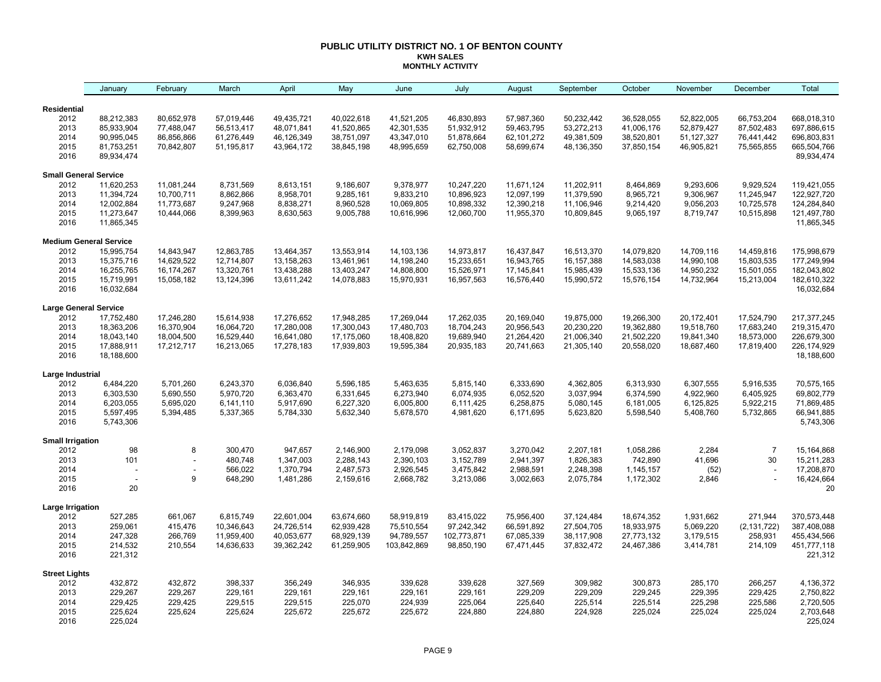# PUBLIC UTILITY DISTRICT NO. 1 OF BENTON COUNTY
## KWH SALES
## MONTHLY ACTIVITY

| | January | February | March | April | May | June | July | August | September | October | November | December | Total |
|---|---|---|---|---|---|---|---|---|---|---|---|---|---|
| **Residential** | | | | | | | | | | | | | |
| 2012 | 88,212,383 | 80,652,978 | 57,019,446 | 49,435,721 | 40,022,618 | 41,521,205 | 46,830,893 | 57,987,360 | 50,232,442 | 36,528,055 | 52,822,005 | 66,753,204 | 668,018,310 |
| 2013 | 85,933,904 | 77,488,047 | 56,513,417 | 48,071,841 | 41,520,865 | 42,301,535 | 51,932,912 | 59,463,795 | 53,272,213 | 41,006,176 | 52,879,427 | 87,502,483 | 697,886,615 |
| 2014 | 90,995,045 | 86,856,866 | 61,276,449 | 46,126,349 | 38,751,097 | 43,347,010 | 51,878,664 | 62,101,272 | 49,381,509 | 38,520,801 | 51,127,327 | 76,441,442 | 696,803,831 |
| 2015 | 81,753,251 | 70,842,807 | 51,195,817 | 43,964,172 | 38,845,198 | 48,995,659 | 62,750,008 | 58,699,674 | 48,136,350 | 37,850,154 | 46,905,821 | 75,565,855 | 665,504,766 |
| 2016 | 89,934,474 | | | | | | | | | | | | 89,934,474 |
| **Small General Service** | | | | | | | | | | | | | |
| 2012 | 11,620,253 | 11,081,244 | 8,731,569 | 8,613,151 | 9,186,607 | 9,378,977 | 10,247,220 | 11,671,124 | 11,202,911 | 8,464,869 | 9,293,606 | 9,929,524 | 119,421,055 |
| 2013 | 11,394,724 | 10,700,711 | 8,862,866 | 8,958,701 | 9,285,161 | 9,833,210 | 10,896,923 | 12,097,199 | 11,379,590 | 8,965,721 | 9,306,967 | 11,245,947 | 122,927,720 |
| 2014 | 12,002,884 | 11,773,687 | 9,247,968 | 8,838,271 | 8,960,528 | 10,069,805 | 10,898,332 | 12,390,218 | 11,106,946 | 9,214,420 | 9,056,203 | 10,725,578 | 124,284,840 |
| 2015 | 11,273,647 | 10,444,066 | 8,399,963 | 8,630,563 | 9,005,788 | 10,616,996 | 12,060,700 | 11,955,370 | 10,809,845 | 9,065,197 | 8,719,747 | 10,515,898 | 121,497,780 |
| 2016 | 11,865,345 | | | | | | | | | | | | 11,865,345 |
| **Medium General Service** | | | | | | | | | | | | | |
| 2012 | 15,995,754 | 14,843,947 | 12,863,785 | 13,464,357 | 13,553,914 | 14,103,136 | 14,973,817 | 16,437,847 | 16,513,370 | 14,079,820 | 14,709,116 | 14,459,816 | 175,998,679 |
| 2013 | 15,375,716 | 14,629,522 | 12,714,807 | 13,158,263 | 13,461,961 | 14,198,240 | 15,233,651 | 16,943,765 | 16,157,388 | 14,583,038 | 14,990,108 | 15,803,535 | 177,249,994 |
| 2014 | 16,255,765 | 16,174,267 | 13,320,761 | 13,438,288 | 13,403,247 | 14,808,800 | 15,526,971 | 17,145,841 | 15,985,439 | 15,533,136 | 14,950,232 | 15,501,055 | 182,043,802 |
| 2015 | 15,719,991 | 15,058,182 | 13,124,396 | 13,611,242 | 14,078,883 | 15,970,931 | 16,957,563 | 16,576,440 | 15,990,572 | 15,576,154 | 14,732,964 | 15,213,004 | 182,610,322 |
| 2016 | 16,032,684 | | | | | | | | | | | | 16,032,684 |
| **Large General Service** | | | | | | | | | | | | | |
| 2012 | 17,752,480 | 17,246,280 | 15,614,938 | 17,276,652 | 17,948,285 | 17,269,044 | 17,262,035 | 20,169,040 | 19,875,000 | 19,266,300 | 20,172,401 | 17,524,790 | 217,377,245 |
| 2013 | 18,363,206 | 16,370,904 | 16,064,720 | 17,280,008 | 17,300,043 | 17,480,703 | 18,704,243 | 20,956,543 | 20,230,220 | 19,362,880 | 19,518,760 | 17,683,240 | 219,315,470 |
| 2014 | 18,043,140 | 18,004,500 | 16,529,440 | 16,641,080 | 17,175,060 | 18,408,820 | 19,689,940 | 21,264,420 | 21,006,340 | 21,502,220 | 19,841,340 | 18,573,000 | 226,679,300 |
| 2015 | 17,888,911 | 17,212,717 | 16,213,065 | 17,278,183 | 17,939,803 | 19,595,384 | 20,935,183 | 20,741,663 | 21,305,140 | 20,558,020 | 18,687,460 | 17,819,400 | 226,174,929 |
| 2016 | 18,188,600 | | | | | | | | | | | | 18,188,600 |
| **Large Industrial** | | | | | | | | | | | | | |
| 2012 | 6,484,220 | 5,701,260 | 6,243,370 | 6,036,840 | 5,596,185 | 5,463,635 | 5,815,140 | 6,333,690 | 4,362,805 | 6,313,930 | 6,307,555 | 5,916,535 | 70,575,165 |
| 2013 | 6,303,530 | 5,690,550 | 5,970,720 | 6,363,470 | 6,331,645 | 6,273,940 | 6,074,935 | 6,052,520 | 3,037,994 | 6,374,590 | 4,922,960 | 6,405,925 | 69,802,779 |
| 2014 | 6,203,055 | 5,695,020 | 6,141,110 | 5,917,690 | 6,227,320 | 6,005,800 | 6,111,425 | 6,258,875 | 5,080,145 | 6,181,005 | 6,125,825 | 5,922,215 | 71,869,485 |
| 2015 | 5,597,495 | 5,394,485 | 5,337,365 | 5,784,330 | 5,632,340 | 5,678,570 | 4,981,620 | 6,171,695 | 5,623,820 | 5,598,540 | 5,408,760 | 5,732,865 | 66,941,885 |
| 2016 | 5,743,306 | | | | | | | | | | | | 5,743,306 |
| **Small Irrigation** | | | | | | | | | | | | | |
| 2012 | 98 | 8 | 300,470 | 947,657 | 2,146,900 | 2,179,098 | 3,052,837 | 3,270,042 | 2,207,181 | 1,058,286 | 2,284 | 7 | 15,164,868 |
| 2013 | 101 | - | 480,748 | 1,347,003 | 2,288,143 | 2,390,103 | 3,152,789 | 2,941,397 | 1,826,383 | 742,890 | 41,696 | 30 | 15,211,283 |
| 2014 | - | - | 566,022 | 1,370,794 | 2,487,573 | 2,926,545 | 3,475,842 | 2,988,591 | 2,248,398 | 1,145,157 | (52) | - | 17,208,870 |
| 2015 | - | 9 | 648,290 | 1,481,286 | 2,159,616 | 2,668,782 | 3,213,086 | 3,002,663 | 2,075,784 | 1,172,302 | 2,846 | - | 16,424,664 |
| 2016 | 20 | | | | | | | | | | | | 20 |
| **Large Irrigation** | | | | | | | | | | | | | |
| 2012 | 527,285 | 661,067 | 6,815,749 | 22,601,004 | 63,674,660 | 58,919,819 | 83,415,022 | 75,956,400 | 37,124,484 | 18,674,352 | 1,931,662 | 271,944 | 370,573,448 |
| 2013 | 259,061 | 415,476 | 10,346,643 | 24,726,514 | 62,939,428 | 75,510,554 | 97,242,342 | 66,591,892 | 27,504,705 | 18,933,975 | 5,069,220 | (2,131,722) | 387,408,088 |
| 2014 | 247,328 | 266,769 | 11,959,400 | 40,053,677 | 68,929,139 | 94,789,557 | 102,773,871 | 67,085,339 | 38,117,908 | 27,773,132 | 3,179,515 | 258,931 | 455,434,566 |
| 2015 | 214,532 | 210,554 | 14,636,633 | 39,362,242 | 61,259,905 | 103,842,869 | 98,850,190 | 67,471,445 | 37,832,472 | 24,467,386 | 3,414,781 | 214,109 | 451,777,118 |
| 2016 | 221,312 | | | | | | | | | | | | 221,312 |
| **Street Lights** | | | | | | | | | | | | | |
| 2012 | 432,872 | 432,872 | 398,337 | 356,249 | 346,935 | 339,628 | 339,628 | 327,569 | 309,982 | 300,873 | 285,170 | 266,257 | 4,136,372 |
| 2013 | 229,267 | 229,267 | 229,161 | 229,161 | 229,161 | 229,161 | 229,161 | 229,209 | 229,209 | 229,245 | 229,395 | 229,425 | 2,750,822 |
| 2014 | 229,425 | 229,425 | 229,515 | 229,515 | 225,070 | 224,939 | 225,064 | 225,640 | 225,514 | 225,514 | 225,298 | 225,586 | 2,720,505 |
| 2015 | 225,624 | 225,624 | 225,624 | 225,672 | 225,672 | 225,672 | 224,880 | 224,880 | 224,928 | 225,024 | 225,024 | 225,024 | 2,703,648 |
| 2016 | 225,024 | | | | | | | | | | | | 225,024 |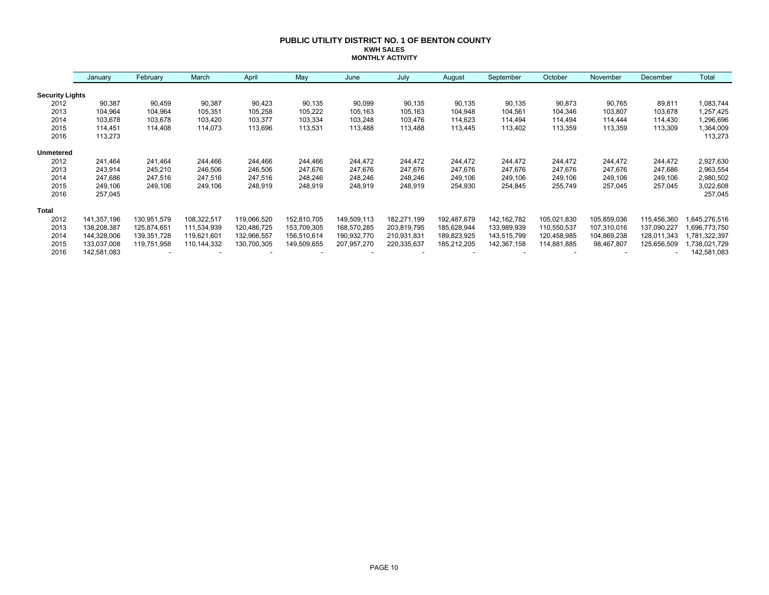# PUBLIC UTILITY DISTRICT NO. 1 OF BENTON COUNTY

## KWH SALES

### MONTHLY ACTIVITY

| | January | February | March | April | May | June | July | August | September | October | November | December | Total |
|---|---|---|---|---|---|---|---|---|---|---|---|---|---|
| **Security Lights** | | | | | | | | | | | | | |
| 2012 | 90,387 | 90,459 | 90,387 | 90,423 | 90,135 | 90,099 | 90,135 | 90,135 | 90,135 | 90,873 | 90,765 | 89,811 | 1,083,744 |
| 2013 | 104,964 | 104,964 | 105,351 | 105,258 | 105,222 | 105,163 | 105,163 | 104,948 | 104,561 | 104,346 | 103,807 | 103,678 | 1,257,425 |
| 2014 | 103,678 | 103,678 | 103,420 | 103,377 | 103,334 | 103,248 | 103,476 | 114,623 | 114,494 | 114,494 | 114,444 | 114,430 | 1,296,696 |
| 2015 | 114,451 | 114,408 | 114,073 | 113,696 | 113,531 | 113,488 | 113,488 | 113,445 | 113,402 | 113,359 | 113,359 | 113,309 | 1,364,009 |
| 2016 | 113,273 | | | | | | | | | | | | 113,273 |
| **Unmetered** | | | | | | | | | | | | | |
| 2012 | 241,464 | 241,464 | 244,466 | 244,466 | 244,466 | 244,472 | 244,472 | 244,472 | 244,472 | 244,472 | 244,472 | 244,472 | 2,927,630 |
| 2013 | 243,914 | 245,210 | 246,506 | 246,506 | 247,676 | 247,676 | 247,676 | 247,676 | 247,676 | 247,676 | 247,676 | 247,686 | 2,963,554 |
| 2014 | 247,686 | 247,516 | 247,516 | 247,516 | 248,246 | 248,246 | 248,246 | 249,106 | 249,106 | 249,106 | 249,106 | 249,106 | 2,980,502 |
| 2015 | 249,106 | 249,106 | 249,106 | 248,919 | 248,919 | 248,919 | 248,919 | 254,930 | 254,845 | 255,749 | 257,045 | 257,045 | 3,022,608 |
| 2016 | 257,045 | | | | | | | | | | | | 257,045 |
| **Total** | | | | | | | | | | | | | |
| 2012 | 141,357,196 | 130,951,579 | 108,322,517 | 119,066,520 | 152,810,705 | 149,509,113 | 182,271,199 | 192,487,679 | 142,162,782 | 105,021,830 | 105,859,036 | 115,456,360 | 1,645,276,516 |
| 2013 | 138,208,387 | 125,874,651 | 111,534,939 | 120,486,725 | 153,709,305 | 168,570,285 | 203,819,795 | 185,628,944 | 133,989,939 | 110,550,537 | 107,310,016 | 137,090,227 | 1,696,773,750 |
| 2014 | 144,328,006 | 139,351,728 | 119,621,601 | 132,966,557 | 156,510,614 | 190,932,770 | 210,931,831 | 189,823,925 | 143,515,799 | 120,458,985 | 104,869,238 | 128,011,343 | 1,781,322,397 |
| 2015 | 133,037,008 | 119,751,958 | 110,144,332 | 130,700,305 | 149,509,655 | 207,957,270 | 220,335,637 | 185,212,205 | 142,367,158 | 114,881,885 | 98,467,807 | 125,656,509 | 1,738,021,729 |
| 2016 | 142,581,083 | - | - | - | - | - | - | - | - | - | - | - | 142,581,083 |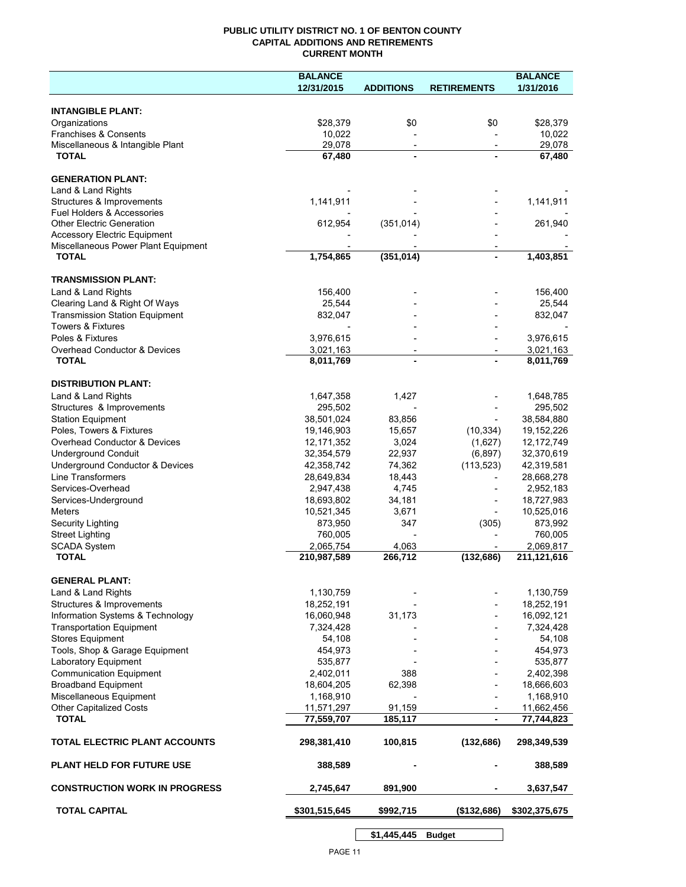# PUBLIC UTILITY DISTRICT NO. 1 OF BENTON COUNTY
## CAPITAL ADDITIONS AND RETIREMENTS
### CURRENT MONTH

| | BALANCE 12/31/2015 | ADDITIONS | RETIREMENTS | BALANCE 1/31/2016 |
|---|---|---|---|---|
| **INTANGIBLE PLANT:** | | | | |
| Organizations | $28,379 | $0 | $0 | $28,379 |
| Franchises & Consents | 10,022 | - | - | 10,022 |
| Miscellaneous & Intangible Plant | 29,078 | - | - | 29,078 |
| **TOTAL** | **67,480** | **-** | **-** | **67,480** |
| **GENERATION PLANT:** | | | | |
| Land & Land Rights | - | - | - | - |
| Structures & Improvements | 1,141,911 | - | - | 1,141,911 |
| Fuel Holders & Accessories | - | - | - | - |
| Other Electric Generation | 612,954 | (351,014) | - | 261,940 |
| Accessory Electric Equipment | - | - | - | - |
| Miscellaneous Power Plant Equipment | - | - | - | - |
| **TOTAL** | **1,754,865** | **(351,014)** | **-** | **1,403,851** |
| **TRANSMISSION PLANT:** | | | | |
| Land & Land Rights | 156,400 | - | - | 156,400 |
| Clearing Land & Right Of Ways | 25,544 | - | - | 25,544 |
| Transmission Station Equipment | 832,047 | - | - | 832,047 |
| Towers & Fixtures | - | - | - | - |
| Poles & Fixtures | 3,976,615 | - | - | 3,976,615 |
| Overhead Conductor & Devices | 3,021,163 | - | - | 3,021,163 |
| **TOTAL** | **8,011,769** | **-** | **-** | **8,011,769** |
| **DISTRIBUTION PLANT:** | | | | |
| Land & Land Rights | 1,647,358 | 1,427 | - | 1,648,785 |
| Structures & Improvements | 295,502 | - | - | 295,502 |
| Station Equipment | 38,501,024 | 83,856 | - | 38,584,880 |
| Poles, Towers & Fixtures | 19,146,903 | 15,657 | (10,334) | 19,152,226 |
| Overhead Conductor & Devices | 12,171,352 | 3,024 | (1,627) | 12,172,749 |
| Underground Conduit | 32,354,579 | 22,937 | (6,897) | 32,370,619 |
| Underground Conductor & Devices | 42,358,742 | 74,362 | (113,523) | 42,319,581 |
| Line Transformers | 28,649,834 | 18,443 | - | 28,668,278 |
| Services-Overhead | 2,947,438 | 4,745 | - | 2,952,183 |
| Services-Underground | 18,693,802 | 34,181 | - | 18,727,983 |
| Meters | 10,521,345 | 3,671 | - | 10,525,016 |
| Security Lighting | 873,950 | 347 | (305) | 873,992 |
| Street Lighting | 760,005 | - | - | 760,005 |
| SCADA System | 2,065,754 | 4,063 | - | 2,069,817 |
| **TOTAL** | **210,987,589** | **266,712** | **(132,686)** | **211,121,616** |
| **GENERAL PLANT:** | | | | |
| Land & Land Rights | 1,130,759 | - | - | 1,130,759 |
| Structures & Improvements | 18,252,191 | - | - | 18,252,191 |
| Information Systems & Technology | 16,060,948 | 31,173 | - | 16,092,121 |
| Transportation Equipment | 7,324,428 | - | - | 7,324,428 |
| Stores Equipment | 54,108 | - | - | 54,108 |
| Tools, Shop & Garage Equipment | 454,973 | - | - | 454,973 |
| Laboratory Equipment | 535,877 | - | - | 535,877 |
| Communication Equipment | 2,402,011 | 388 | - | 2,402,398 |
| Broadband Equipment | 18,604,205 | 62,398 | - | 18,666,603 |
| Miscellaneous Equipment | 1,168,910 | - | - | 1,168,910 |
| Other Capitalized Costs | 11,571,297 | 91,159 | - | 11,662,456 |
| **TOTAL** | **77,559,707** | **185,117** | **-** | **77,744,823** |
| **TOTAL ELECTRIC PLANT ACCOUNTS** | **298,381,410** | **100,815** | **(132,686)** | **298,349,539** |
| **PLANT HELD FOR FUTURE USE** | **388,589** | **-** | **-** | **388,589** |
| **CONSTRUCTION WORK IN PROGRESS** | **2,745,647** | **891,900** | **-** | **3,637,547** |
| **TOTAL CAPITAL** | **$301,515,645** | **$992,715** | **($132,686)** | **$302,375,675** |
| | | **$1,445,445** | **Budget** | |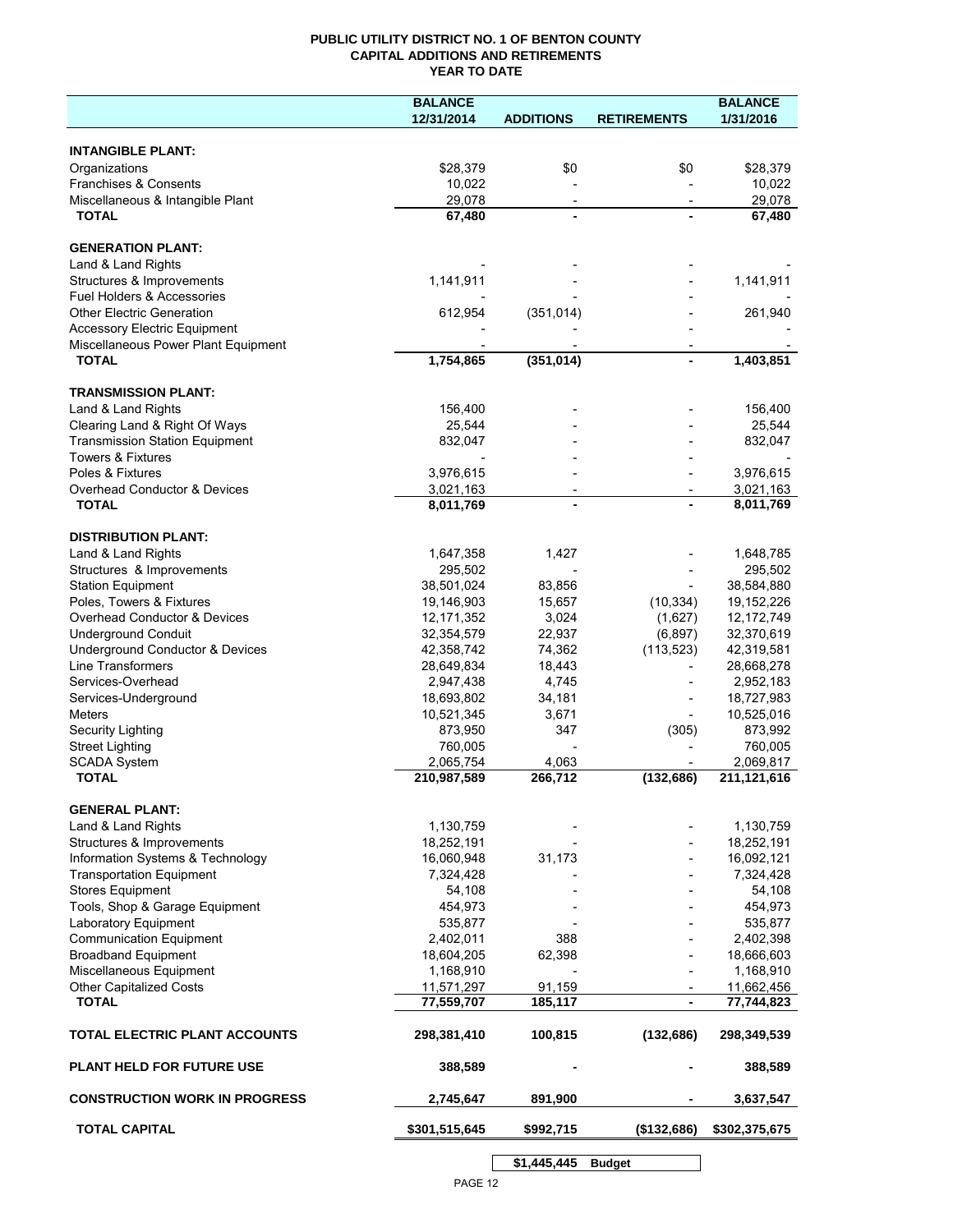# PUBLIC UTILITY DISTRICT NO. 1 OF BENTON COUNTY
## CAPITAL ADDITIONS AND RETIREMENTS
### YEAR TO DATE

| | BALANCE 12/31/2014 | ADDITIONS | RETIREMENTS | BALANCE 1/31/2016 |
|---|---|---|---|---|
| **INTANGIBLE PLANT:** | | | | |
| Organizations | $28,379 | $0 | $0 | $28,379 |
| Franchises & Consents | 10,022 | - | - | 10,022 |
| Miscellaneous & Intangible Plant | 29,078 | - | - | 29,078 |
| **TOTAL** | **67,480** | **-** | **-** | **67,480** |
| **GENERATION PLANT:** | | | | |
| Land & Land Rights | - | - | - | - |
| Structures & Improvements | 1,141,911 | - | - | 1,141,911 |
| Fuel Holders & Accessories | - | - | - | - |
| Other Electric Generation | 612,954 | (351,014) | - | 261,940 |
| Accessory Electric Equipment | - | - | - | - |
| Miscellaneous Power Plant Equipment | - | - | - | - |
| **TOTAL** | **1,754,865** | **(351,014)** | **-** | **1,403,851** |
| **TRANSMISSION PLANT:** | | | | |
| Land & Land Rights | 156,400 | - | - | 156,400 |
| Clearing Land & Right Of Ways | 25,544 | - | - | 25,544 |
| Transmission Station Equipment | 832,047 | - | - | 832,047 |
| Towers & Fixtures | - | - | - | - |
| Poles & Fixtures | 3,976,615 | - | - | 3,976,615 |
| Overhead Conductor & Devices | 3,021,163 | - | - | 3,021,163 |
| **TOTAL** | **8,011,769** | **-** | **-** | **8,011,769** |
| **DISTRIBUTION PLANT:** | | | | |
| Land & Land Rights | 1,647,358 | 1,427 | - | 1,648,785 |
| Structures & Improvements | 295,502 | - | - | 295,502 |
| Station Equipment | 38,501,024 | 83,856 | - | 38,584,880 |
| Poles, Towers & Fixtures | 19,146,903 | 15,657 | (10,334) | 19,152,226 |
| Overhead Conductor & Devices | 12,171,352 | 3,024 | (1,627) | 12,172,749 |
| Underground Conduit | 32,354,579 | 22,937 | (6,897) | 32,370,619 |
| Underground Conductor & Devices | 42,358,742 | 74,362 | (113,523) | 42,319,581 |
| Line Transformers | 28,649,834 | 18,443 | - | 28,668,278 |
| Services-Overhead | 2,947,438 | 4,745 | - | 2,952,183 |
| Services-Underground | 18,693,802 | 34,181 | - | 18,727,983 |
| Meters | 10,521,345 | 3,671 | - | 10,525,016 |
| Security Lighting | 873,950 | 347 | (305) | 873,992 |
| Street Lighting | 760,005 | - | - | 760,005 |
| SCADA System | 2,065,754 | 4,063 | - | 2,069,817 |
| **TOTAL** | **210,987,589** | **266,712** | **(132,686)** | **211,121,616** |
| **GENERAL PLANT:** | | | | |
| Land & Land Rights | 1,130,759 | - | - | 1,130,759 |
| Structures & Improvements | 18,252,191 | - | - | 18,252,191 |
| Information Systems & Technology | 16,060,948 | 31,173 | - | 16,092,121 |
| Transportation Equipment | 7,324,428 | - | - | 7,324,428 |
| Stores Equipment | 54,108 | - | - | 54,108 |
| Tools, Shop & Garage Equipment | 454,973 | - | - | 454,973 |
| Laboratory Equipment | 535,877 | - | - | 535,877 |
| Communication Equipment | 2,402,011 | 388 | - | 2,402,398 |
| Broadband Equipment | 18,604,205 | 62,398 | - | 18,666,603 |
| Miscellaneous Equipment | 1,168,910 | - | - | 1,168,910 |
| Other Capitalized Costs | 11,571,297 | 91,159 | - | 11,662,456 |
| **TOTAL** | **77,559,707** | **185,117** | **-** | **77,744,823** |
| **TOTAL ELECTRIC PLANT ACCOUNTS** | **298,381,410** | **100,815** | **(132,686)** | **298,349,539** |
| **PLANT HELD FOR FUTURE USE** | **388,589** | **-** | **-** | **388,589** |
| **CONSTRUCTION WORK IN PROGRESS** | **2,745,647** | **891,900** | **-** | **3,637,547** |
| **TOTAL CAPITAL** | **$301,515,645** | **$992,715** | **($132,686)** | **$302,375,675** |

| | |
|---|---|
| **$1,445,445** | **Budget** |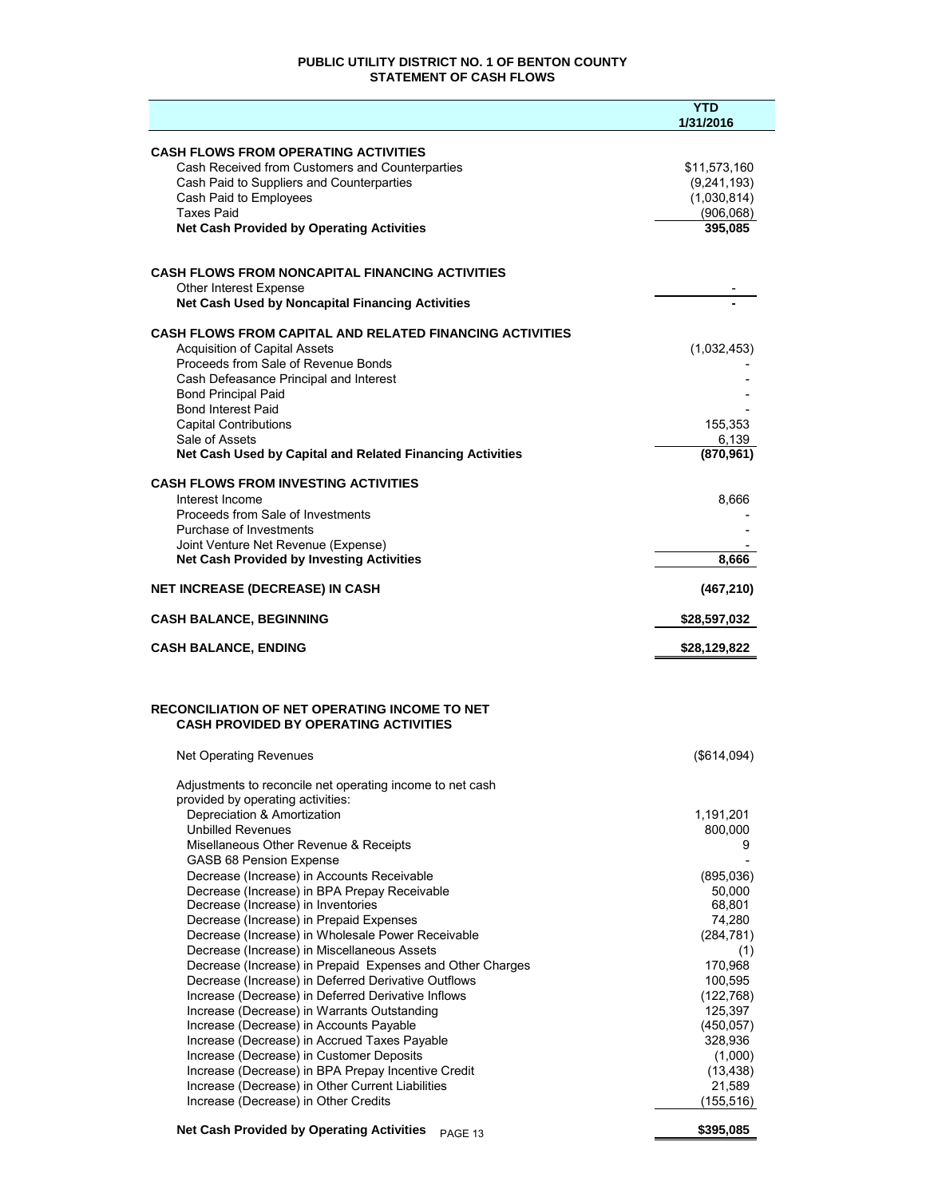# PUBLIC UTILITY DISTRICT NO. 1 OF BENTON COUNTY
## STATEMENT OF CASH FLOWS

| | YTD 1/31/2016 |
|---|---|
| **CASH FLOWS FROM OPERATING ACTIVITIES** | |
| Cash Received from Customers and Counterparties | $11,573,160 |
| Cash Paid to Suppliers and Counterparties | (9,241,193) |
| Cash Paid to Employees | (1,030,814) |
| Taxes Paid | (906,068) |
| **Net Cash Provided by Operating Activities** | **395,085** |
| | |
| **CASH FLOWS FROM NONCAPITAL FINANCING ACTIVITIES** | |
| Other Interest Expense | - |
| **Net Cash Used by Noncapital Financing Activities** | **-** |
| | |
| **CASH FLOWS FROM CAPITAL AND RELATED FINANCING ACTIVITIES** | |
| Acquisition of Capital Assets | (1,032,453) |
| Proceeds from Sale of Revenue Bonds | - |
| Cash Defeasance Principal and Interest | - |
| Bond Principal Paid | - |
| Bond Interest Paid | - |
| Capital Contributions | 155,353 |
| Sale of Assets | 6,139 |
| **Net Cash Used by Capital and Related Financing Activities** | **(870,961)** |
| | |
| **CASH FLOWS FROM INVESTING ACTIVITIES** | |
| Interest Income | 8,666 |
| Proceeds from Sale of Investments | - |
| Purchase of Investments | - |
| Joint Venture Net Revenue (Expense) | - |
| **Net Cash Provided by Investing Activities** | **8,666** |
| | |
| **NET INCREASE (DECREASE) IN CASH** | **(467,210)** |
| | |
| **CASH BALANCE, BEGINNING** | **$28,597,032** |
| | |
| **CASH BALANCE, ENDING** | **$28,129,822** |

## RECONCILIATION OF NET OPERATING INCOME TO NET CASH PROVIDED BY OPERATING ACTIVITIES

| | |
|---|---|
| Net Operating Revenues | ($614,094) |
| Adjustments to reconcile net operating income to net cash provided by operating activities: | |
| Depreciation & Amortization | 1,191,201 |
| Unbilled Revenues | 800,000 |
| Misellaneous Other Revenue & Receipts | 9 |
| GASB 68 Pension Expense | - |
| Decrease (Increase) in Accounts Receivable | (895,036) |
| Decrease (Increase) in BPA Prepay Receivable | 50,000 |
| Decrease (Increase) in Inventories | 68,801 |
| Decrease (Increase) in Prepaid Expenses | 74,280 |
| Decrease (Increase) in Wholesale Power Receivable | (284,781) |
| Decrease (Increase) in Miscellaneous Assets | (1) |
| Decrease (Increase) in Prepaid Expenses and Other Charges | 170,968 |
| Decrease (Increase) in Deferred Derivative Outflows | 100,595 |
| Increase (Decrease) in Deferred Derivative Inflows | (122,768) |
| Increase (Decrease) in Warrants Outstanding | 125,397 |
| Increase (Decrease) in Accounts Payable | (450,057) |
| Increase (Decrease) in Accrued Taxes Payable | 328,936 |
| Increase (Decrease) in Customer Deposits | (1,000) |
| Increase (Decrease) in BPA Prepay Incentive Credit | (13,438) |
| Increase (Decrease) in Other Current Liabilities | 21,589 |
| Increase (Decrease) in Other Credits | (155,516) |
| **Net Cash Provided by Operating Activities** | **$395,085** |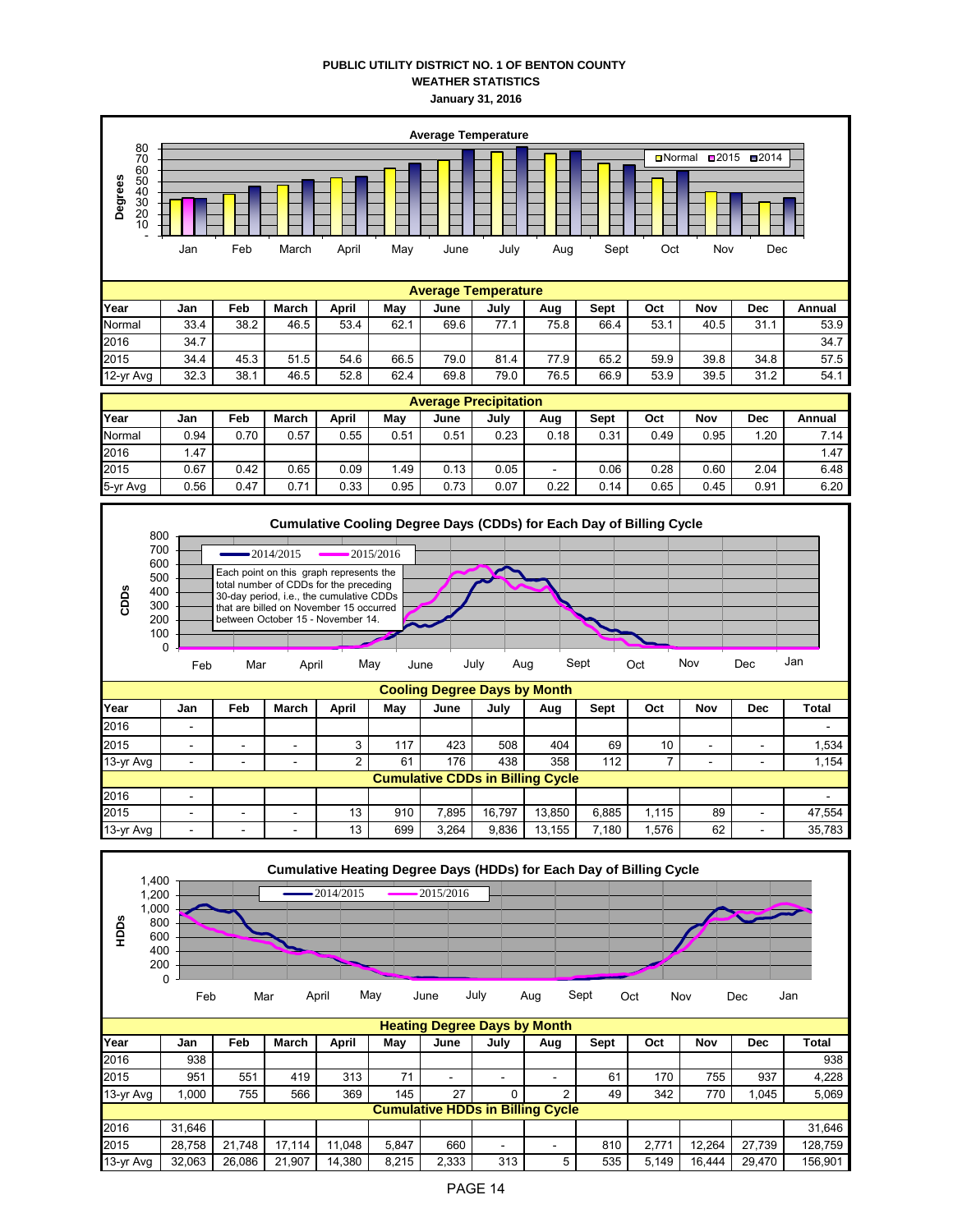**PUBLIC UTILITY DISTRICT NO. 1 OF BENTON COUNTY**
**WEATHER STATISTICS**
**January 31, 2016**

**Average Temperature**

| Year | Jan | Feb | March | April | May | June | July | Aug | Sept | Oct | Nov | Dec | Annual |
|---|---|---|---|---|---|---|---|---|---|---|---|---|---|
| Normal | 33.4 | 38.2 | 46.5 | 53.4 | 62.1 | 69.6 | 77.1 | 75.8 | 66.4 | 53.1 | 40.5 | 31.1 | 53.9 |
| 2016 | 34.7 | | | | | | | | | | | | 34.7 |
| 2015 | 34.4 | 45.3 | 51.5 | 54.6 | 66.5 | 79.0 | 81.4 | 77.9 | 65.2 | 59.9 | 39.8 | 34.8 | 57.5 |
| 12-yr Avg | 32.3 | 38.1 | 46.5 | 52.8 | 62.4 | 69.8 | 79.0 | 76.5 | 66.9 | 53.9 | 39.5 | 31.2 | 54.1 |

**Average Precipitation**

| Year | Jan | Feb | March | April | May | June | July | Aug | Sept | Oct | Nov | Dec | Annual |
|---|---|---|---|---|---|---|---|---|---|---|---|---|---|
| Normal | 0.94 | 0.70 | 0.57 | 0.55 | 0.51 | 0.51 | 0.23 | 0.18 | 0.31 | 0.49 | 0.95 | 1.20 | 7.14 |
| 2016 | 1.47 | | | | | | | | | | | | 1.47 |
| 2015 | 0.67 | 0.42 | 0.65 | 0.09 | 1.49 | 0.13 | 0.05 | - | 0.06 | 0.28 | 0.60 | 2.04 | 6.48 |
| 5-yr Avg | 0.56 | 0.47 | 0.71 | 0.33 | 0.95 | 0.73 | 0.07 | 0.22 | 0.14 | 0.65 | 0.45 | 0.91 | 6.20 |

**Cumulative Cooling Degree Days (CDDs) for Each Day of Billing Cycle**

Each point on this graph represents the total number of CDDs for the preceding 30-day period, i.e., the cumulative CDDs that are billed on November 15 occurred between October 15 - November 14.

**Cooling Degree Days by Month**

| Year | Jan | Feb | March | April | May | June | July | Aug | Sept | Oct | Nov | Dec | Total |
|---|---|---|---|---|---|---|---|---|---|---|---|---|---|
| 2016 | - | | | | | | | | | | | | - |
| 2015 | - | - | - | 3 | 117 | 423 | 508 | 404 | 69 | 10 | - | - | 1,534 |
| 13-yr Avg | - | - | - | 2 | 61 | 176 | 438 | 358 | 112 | 7 | - | - | 1,154 |
| **Cumulative CDDs in Billing Cycle** | | | | | | | | | | | | | |
| 2016 | - | | | | | | | | | | | | - |
| 2015 | - | - | - | 13 | 910 | 7,895 | 16,797 | 13,850 | 6,885 | 1,115 | 89 | - | 47,554 |
| 13-yr Avg | - | - | - | 13 | 699 | 3,264 | 9,836 | 13,155 | 7,180 | 1,576 | 62 | - | 35,783 |

**Cumulative Heating Degree Days (HDDs) for Each Day of Billing Cycle**

**Heating Degree Days by Month**

| Year | Jan | Feb | March | April | May | June | July | Aug | Sept | Oct | Nov | Dec | Total |
|---|---|---|---|---|---|---|---|---|---|---|---|---|---|
| 2016 | 938 | | | | | | | | | | | | 938 |
| 2015 | 951 | 551 | 419 | 313 | 71 | - | - | - | 61 | 170 | 755 | 937 | 4,228 |
| 13-yr Avg | 1,000 | 755 | 566 | 369 | 145 | 27 | 0 | 2 | 49 | 342 | 770 | 1,045 | 5,069 |
| **Cumulative HDDs in Billing Cycle** | | | | | | | | | | | | | |
| 2016 | 31,646 | | | | | | | | | | | | 31,646 |
| 2015 | 28,758 | 21,748 | 17,114 | 11,048 | 5,847 | 660 | - | - | 810 | 2,771 | 12,264 | 27,739 | 128,759 |
| 13-yr Avg | 32,063 | 26,086 | 21,907 | 14,380 | 8,215 | 2,333 | 313 | 5 | 535 | 5,149 | 16,444 | 29,470 | 156,901 |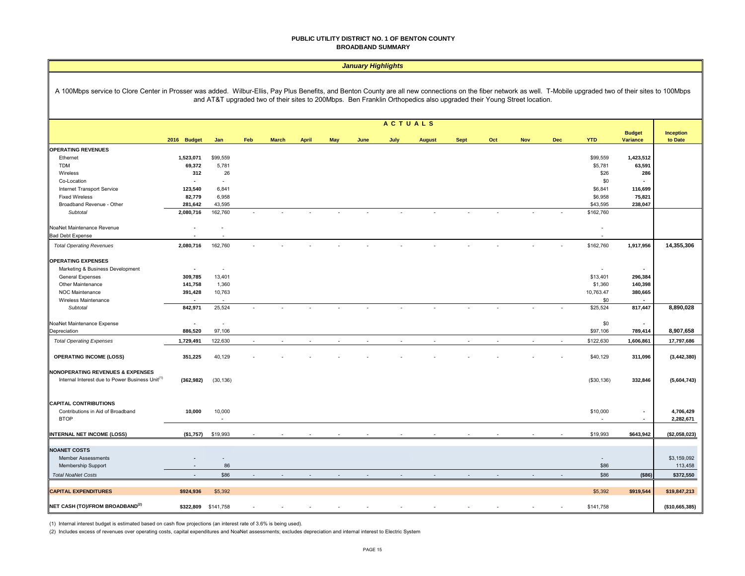**PUBLIC UTILITY DISTRICT NO. 1 OF BENTON COUNTY**
**BROADBAND SUMMARY**

*January Highlights*

A 100Mbps service to Clore Center in Prosser was added. Wilbur-Ellis, Pay Plus Benefits, and Benton County are all new connections on the fiber network as well. T-Mobile upgraded two of their sites to 100Mbps and AT&T upgraded two of their sites to 200Mbps. Ben Franklin Orthopedics also upgraded their Young Street location.

| | ACTUALS | | | | | | | | | | | | | | | |
|---|---|---|---|---|---|---|---|---|---|---|---|---|---|---|---|---|
| | 2016 Budget | Jan | Feb | March | April | May | June | July | August | Sept | Oct | Nov | Dec | YTD | Budget Variance | Inception to Date |
| **OPERATING REVENUES** | | | | | | | | | | | | | | | | |
| Ethernet | 1,523,071 | $99,559 | | | | | | | | | | | | $99,559 | 1,423,512 | |
| TDM | 69,372 | 5,781 | | | | | | | | | | | | $5,781 | 63,591 | |
| Wireless | 312 | 26 | | | | | | | | | | | | $26 | 286 | |
| Co-Location | - | - | | | | | | | | | | | | $0 | - | |
| Internet Transport Service | 123,540 | 6,841 | | | | | | | | | | | | $6,841 | 116,699 | |
| Fixed Wireless | 82,779 | 6,958 | | | | | | | | | | | | $6,958 | 75,821 | |
| Broadband Revenue - Other | 281,642 | 43,595 | | | | | | | | | | | | $43,595 | 238,047 | |
| *Subtotal* | 2,080,716 | 162,760 | - | - | - | - | - | - | - | - | - | - | - | $162,760 | | |
| NoaNet Maintenance Revenue | - | - | | | | | | | | | | | | - | | |
| Bad Debt Expense | - | - | | | | | | | | | | | | - | | |
| *Total Operating Revenues* | 2,080,716 | 162,760 | - | - | - | - | - | - | - | - | - | - | - | $162,760 | 1,917,956 | 14,355,306 |
| **OPERATING EXPENSES** | | | | | | | | | | | | | | | | |
| Marketing & Business Development | - | - | | | | | | | | | | | | - | - | |
| General Expenses | 309,785 | 13,401 | | | | | | | | | | | | $13,401 | 296,384 | |
| Other Maintenance | 141,758 | 1,360 | | | | | | | | | | | | $1,360 | 140,398 | |
| NOC Maintenance | 391,428 | 10,763 | | | | | | | | | | | | 10,763.47 | 380,665 | |
| Wireless Maintenance | - | - | | | | | | | | | | | | $0 | - | |
| *Subtotal* | 842,971 | 25,524 | - | - | - | - | - | - | - | - | - | - | - | $25,524 | 817,447 | 8,890,028 |
| NoaNet Maintenance Expense | - | - | | | | | | | | | | | | $0 | - | |
| Depreciation | 886,520 | 97,106 | | | | | | | | | | | | $97,106 | 789,414 | 8,907,658 |
| *Total Operating Expenses* | 1,729,491 | 122,630 | - | - | - | - | - | - | - | - | - | - | - | $122,630 | 1,606,861 | 17,797,686 |
| **OPERATING INCOME (LOSS)** | 351,225 | 40,129 | - | - | - | - | - | - | - | - | - | - | - | $40,129 | 311,096 | (3,442,380) |
| **NONOPERATING REVENUES & EXPENSES** | | | | | | | | | | | | | | | | |
| Internal Interest due to Power Business Unit[1] | (362,982) | (30,136) | | | | | | | | | | | | ($30,136) | 332,846 | (5,604,743) |
| **CAPITAL CONTRIBUTIONS** | | | | | | | | | | | | | | | | |
| Contributions in Aid of Broadband | 10,000 | 10,000 | | | | | | | | | | | | $10,000 | - | 4,706,429 |
| BTOP | | - | | | | | | | | | | | | - | - | 2,282,671 |
| **INTERNAL NET INCOME (LOSS)** | ($1,757) | $19,993 | - | - | - | - | - | - | - | - | - | - | - | $19,993 | $643,942 | ($2,058,023) |
| **NOANET COSTS** | | | | | | | | | | | | | | | | |
| Member Assessments | - | - | | | | | | | | | | | | - | | $3,159,092 |
| Membership Support | - | 86 | | | | | | | | | | | | $86 | | 113,458 |
| *Total NoaNet Costs* | - | $86 | - | - | - | - | - | - | - | - | - | - | - | $86 | ($86) | $372,550 |
| **CAPITAL EXPENDITURES** | $924,936 | $5,392 | | | | | | | | | | | | $5,392 | $919,544 | $19,847,213 |
| **NET CASH (TO)/FROM BROADBAND[2]** | $322,809 | $141,758 | - | - | - | - | - | - | - | - | - | - | - | $141,758 | | ($10,665,385) |

(1) Internal interest budget is estimated based on cash flow projections (an interest rate of 3.6% is being used).

(2) Includes excess of revenues over operating costs, capital expenditures and NoaNet assessments; excludes depreciation and internal interest to Electric System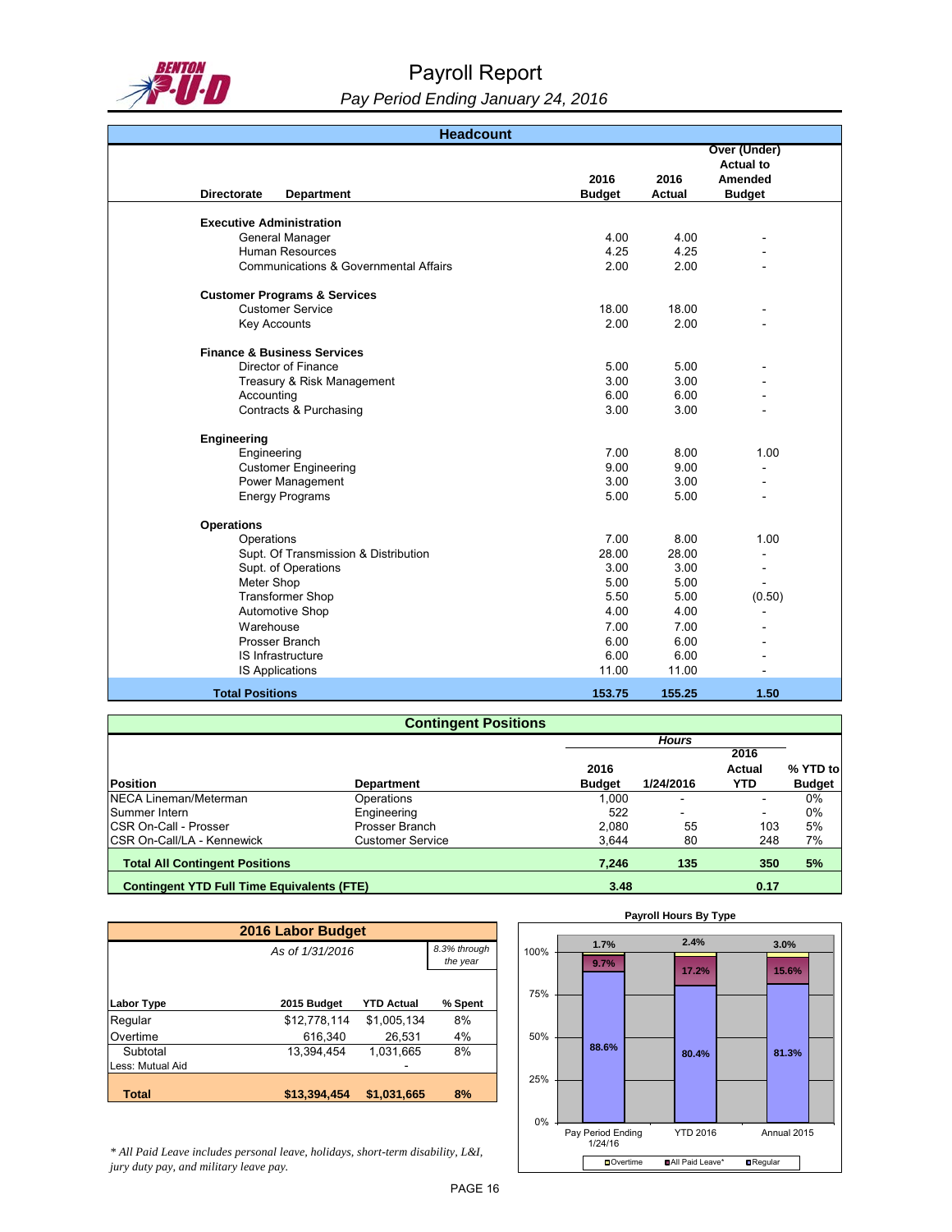# Payroll Report

*Pay Period Ending January 24, 2016*

## Headcount

| Directorate / Department | 2016 Budget | 2016 Actual | Over (Under) Actual to Amended Budget |
|---|---|---|---|
| **Executive Administration** | | | |
| General Manager | 4.00 | 4.00 | - |
| Human Resources | 4.25 | 4.25 | - |
| Communications & Governmental Affairs | 2.00 | 2.00 | - |
| **Customer Programs & Services** | | | |
| Customer Service | 18.00 | 18.00 | - |
| Key Accounts | 2.00 | 2.00 | - |
| **Finance & Business Services** | | | |
| Director of Finance | 5.00 | 5.00 | - |
| Treasury & Risk Management | 3.00 | 3.00 | - |
| Accounting | 6.00 | 6.00 | - |
| Contracts & Purchasing | 3.00 | 3.00 | - |
| **Engineering** | | | |
| Engineering | 7.00 | 8.00 | 1.00 |
| Customer Engineering | 9.00 | 9.00 | - |
| Power Management | 3.00 | 3.00 | - |
| Energy Programs | 5.00 | 5.00 | - |
| **Operations** | | | |
| Operations | 7.00 | 8.00 | 1.00 |
| Supt. Of Transmission & Distribution | 28.00 | 28.00 | - |
| Supt. of Operations | 3.00 | 3.00 | - |
| Meter Shop | 5.00 | 5.00 | - |
| Transformer Shop | 5.50 | 5.00 | (0.50) |
| Automotive Shop | 4.00 | 4.00 | - |
| Warehouse | 7.00 | 7.00 | - |
| Prosser Branch | 6.00 | 6.00 | - |
| IS Infrastructure | 6.00 | 6.00 | - |
| IS Applications | 11.00 | 11.00 | - |
| **Total Positions** | **153.75** | **155.25** | **1.50** |

## Contingent Positions

| | | Hours | | | |
|---|---|---|---|---|---|
| **Position** | **Department** | **2016 Budget** | **1/24/2016** | **2016 Actual YTD** | **% YTD to Budget** |
| NECA Lineman/Meterman | Operations | 1,000 | - | - | 0% |
| Summer Intern | Engineering | 522 | - | - | 0% |
| CSR On-Call - Prosser | Prosser Branch | 2,080 | 55 | 103 | 5% |
| CSR On-Call/LA - Kennewick | Customer Service | 3,644 | 80 | 248 | 7% |
| **Total All Contingent Positions** | | **7,246** | **135** | **350** | **5%** |
| **Contingent YTD Full Time Equivalents (FTE)** | | **3.48** | | **0.17** | |

## 2016 Labor Budget

| Labor Type | 2015 Budget | YTD Actual | % Spent |
|---|---|---|---|
| | *As of 1/31/2016* | | *8.3% through the year* |
| Regular | $12,778,114 | $1,005,134 | 8% |
| Overtime | 616,340 | 26,531 | 4% |
| Subtotal | 13,394,454 | 1,031,665 | 8% |
| Less: Mutual Aid | | - | |
| **Total** | **$13,394,454** | **$1,031,665** | **8%** |

\* *All Paid Leave includes personal leave, holidays, short-term disability, L&I, jury duty pay, and military leave pay.*

**Payroll Hours By Type**

Pay Period Ending 1/24/16: 1.7%, 9.7%, 88.6%

YTD 2016: 2.4%, 17.2%, 80.4%

Annual 2015: 3.0%, 15.6%, 81.3%

0%, 25%, 50%, 75%, 100%

Overtime, All Paid Leave*, Regular